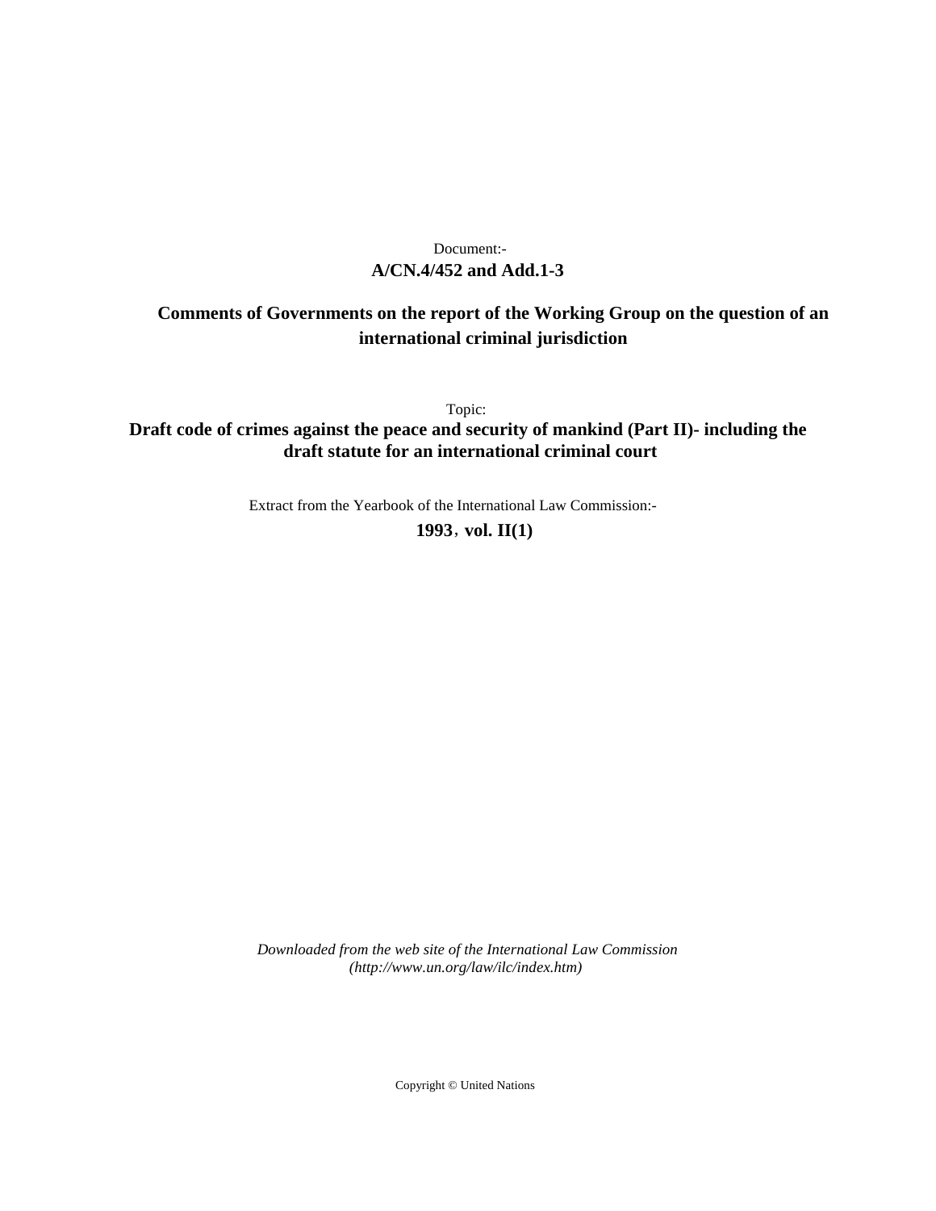Document:-

**A/CN.4/452 and Add.1-3**

**Comments of Governments on the report of the Working Group on the question of an international criminal jurisdiction**

Topic:

**Draft code of crimes against the peace and security of mankind (Part II)- including the draft statute for an international criminal court**

Extract from the Yearbook of the International Law Commission:-

**1993, vol. II(1)**

*Downloaded from the web site of the International Law Commission (http://www.un.org/law/ilc/index.htm)*

Copyright © United Nations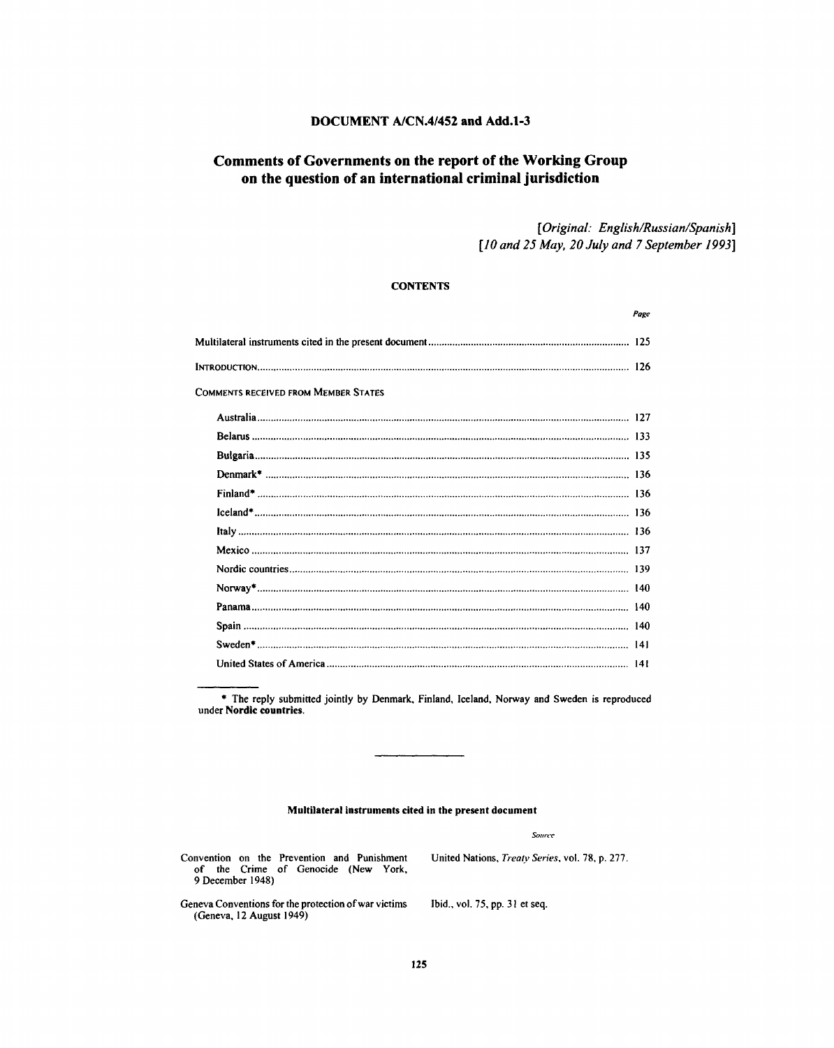# DOCUMENT A/CN.4/452 and Add.1-3

## Comments of Governments on the report of the Working Group on the question of an international criminal jurisdiction

*[Original: English/Russian/Spanish]*
*[10 and 25 May, 20 July and 7 September 1993]*

### CONTENTS

| | Page |
|---|---|
| Multilateral instruments cited in the present document | 125 |
| INTRODUCTION | 126 |
| COMMENTS RECEIVED FROM MEMBER STATES | |
| Australia | 127 |
| Belarus | 133 |
| Bulgaria | 135 |
| Denmark* | 136 |
| Finland* | 136 |
| Iceland* | 136 |
| Italy | 136 |
| Mexico | 137 |
| Nordic countries | 139 |
| Norway* | 140 |
| Panama | 140 |
| Spain | 140 |
| Sweden* | 141 |
| United States of America | 141 |

\* The reply submitted jointly by Denmark, Finland, Iceland, Norway and Sweden is reproduced under **Nordic countries**.

---

### Multilateral instruments cited in the present document

| | *Source* |
|---|---|
| Convention on the Prevention and Punishment of the Crime of Genocide (New York, 9 December 1948) | United Nations, *Treaty Series*, vol. 78, p. 277. |
| Geneva Conventions for the protection of war victims (Geneva, 12 August 1949) | Ibid., vol. 75, pp. 31 et seq. |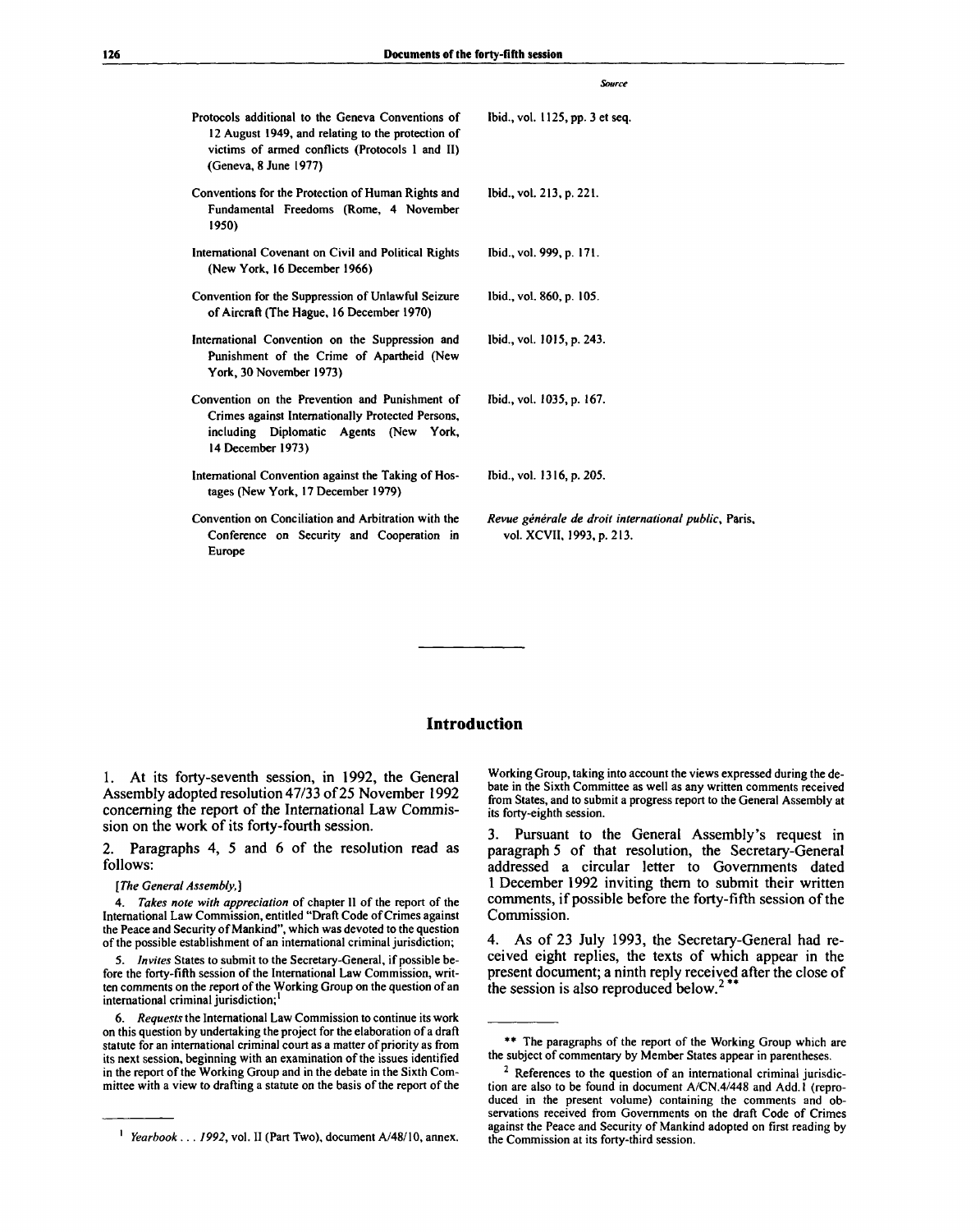| | *Source* |
|---|---|
| Protocols additional to the Geneva Conventions of 12 August 1949, and relating to the protection of victims of armed conflicts (Protocols I and II) (Geneva, 8 June 1977) | Ibid., vol. 1125, pp. 3 et seq. |
| Conventions for the Protection of Human Rights and Fundamental Freedoms (Rome, 4 November 1950) | Ibid., vol. 213, p. 221. |
| International Covenant on Civil and Political Rights (New York, 16 December 1966) | Ibid., vol. 999, p. 171. |
| Convention for the Suppression of Unlawful Seizure of Aircraft (The Hague, 16 December 1970) | Ibid., vol. 860, p. 105. |
| International Convention on the Suppression and Punishment of the Crime of Apartheid (New York, 30 November 1973) | Ibid., vol. 1015, p. 243. |
| Convention on the Prevention and Punishment of Crimes against Internationally Protected Persons, including Diplomatic Agents (New York, 14 December 1973) | Ibid., vol. 1035, p. 167. |
| International Convention against the Taking of Hostages (New York, 17 December 1979) | Ibid., vol. 1316, p. 205. |
| Convention on Conciliation and Arbitration with the Conference on Security and Cooperation in Europe | *Revue générale de droit international public*, Paris, vol. XCVII, 1993, p. 213. |

## Introduction

1. At its forty-seventh session, in 1992, the General Assembly adopted resolution 47/33 of 25 November 1992 concerning the report of the International Law Commission on the work of its forty-fourth session.

2. Paragraphs 4, 5 and 6 of the resolution read as follows:

*[The General Assembly,]*

4. *Takes note with appreciation* of chapter II of the report of the International Law Commission, entitled "Draft Code of Crimes against the Peace and Security of Mankind", which was devoted to the question of the possible establishment of an international criminal jurisdiction;

5. *Invites* States to submit to the Secretary-General, if possible before the forty-fifth session of the International Law Commission, written comments on the report of the Working Group on the question of an international criminal jurisdiction;[1]

6. *Requests* the International Law Commission to continue its work on this question by undertaking the project for the elaboration of a draft statute for an international criminal court as a matter of priority as from its next session, beginning with an examination of the issues identified in the report of the Working Group and in the debate in the Sixth Committee with a view to drafting a statute on the basis of the report of the Working Group, taking into account the views expressed during the debate in the Sixth Committee as well as any written comments received from States, and to submit a progress report to the General Assembly at its forty-eighth session.

3. Pursuant to the General Assembly's request in paragraph 5 of that resolution, the Secretary-General addressed a circular letter to Governments dated 1 December 1992 inviting them to submit their written comments, if possible before the forty-fifth session of the Commission.

4. As of 23 July 1993, the Secretary-General had received eight replies, the texts of which appear in the present document; a ninth reply received after the close of the session is also reproduced below.[2] **

---

[1] *Yearbook . . . 1992*, vol. II (Part Two), document A/48/10, annex.

** The paragraphs of the report of the Working Group which are the subject of commentary by Member States appear in parentheses.

[2] References to the question of an international criminal jurisdiction are also to be found in document A/CN.4/448 and Add.1 (reproduced in the present volume) containing the comments and observations received from Governments on the draft Code of Crimes against the Peace and Security of Mankind adopted on first reading by the Commission at its forty-third session.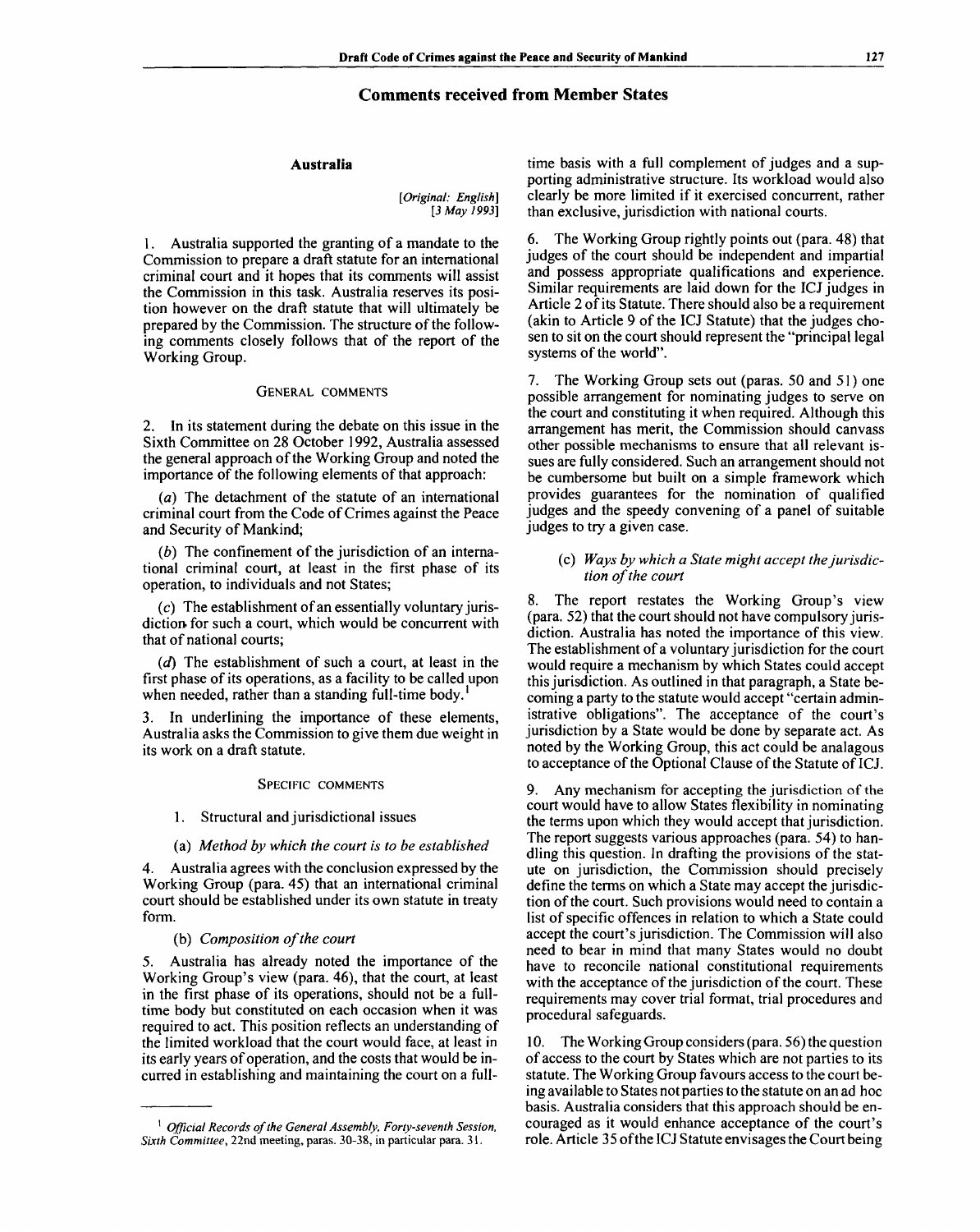## Comments received from Member States

### Australia

*[Original: English]*
*[3 May 1993]*

1. Australia supported the granting of a mandate to the Commission to prepare a draft statute for an international criminal court and it hopes that its comments will assist the Commission in this task. Australia reserves its position however on the draft statute that will ultimately be prepared by the Commission. The structure of the following comments closely follows that of the report of the Working Group.

#### General comments

2. In its statement during the debate on this issue in the Sixth Committee on 28 October 1992, Australia assessed the general approach of the Working Group and noted the importance of the following elements of that approach:

(*a*) The detachment of the statute of an international criminal court from the Code of Crimes against the Peace and Security of Mankind;

(*b*) The confinement of the jurisdiction of an international criminal court, at least in the first phase of its operation, to individuals and not States;

(*c*) The establishment of an essentially voluntary jurisdiction for such a court, which would be concurrent with that of national courts;

(*d*) The establishment of such a court, at least in the first phase of its operations, as a facility to be called upon when needed, rather than a standing full-time body.[1]

3. In underlining the importance of these elements, Australia asks the Commission to give them due weight in its work on a draft statute.

#### Specific comments

1. Structural and jurisdictional issues

(a) *Method by which the court is to be established*

4. Australia agrees with the conclusion expressed by the Working Group (para. 45) that an international criminal court should be established under its own statute in treaty form.

(b) *Composition of the court*

5. Australia has already noted the importance of the Working Group's view (para. 46), that the court, at least in the first phase of its operations, should not be a full-time body but constituted on each occasion when it was required to act. This position reflects an understanding of the limited workload that the court would face, at least in its early years of operation, and the costs that would be incurred in establishing and maintaining the court on a full-time basis with a full complement of judges and a supporting administrative structure. Its workload would also clearly be more limited if it exercised concurrent, rather than exclusive, jurisdiction with national courts.

6. The Working Group rightly points out (para. 48) that judges of the court should be independent and impartial and possess appropriate qualifications and experience. Similar requirements are laid down for the ICJ judges in Article 2 of its Statute. There should also be a requirement (akin to Article 9 of the ICJ Statute) that the judges chosen to sit on the court should represent the "principal legal systems of the world".

7. The Working Group sets out (paras. 50 and 51) one possible arrangement for nominating judges to serve on the court and constituting it when required. Although this arrangement has merit, the Commission should canvass other possible mechanisms to ensure that all relevant issues are fully considered. Such an arrangement should not be cumbersome but built on a simple framework which provides guarantees for the nomination of qualified judges and the speedy convening of a panel of suitable judges to try a given case.

(c) *Ways by which a State might accept the jurisdiction of the court*

8. The report restates the Working Group's view (para. 52) that the court should not have compulsory jurisdiction. Australia has noted the importance of this view. The establishment of a voluntary jurisdiction for the court would require a mechanism by which States could accept this jurisdiction. As outlined in that paragraph, a State becoming a party to the statute would accept "certain administrative obligations". The acceptance of the court's jurisdiction by a State would be done by separate act. As noted by the Working Group, this act could be analagous to acceptance of the Optional Clause of the Statute of ICJ.

9. Any mechanism for accepting the jurisdiction of the court would have to allow States flexibility in nominating the terms upon which they would accept that jurisdiction. The report suggests various approaches (para. 54) to handling this question. In drafting the provisions of the statute on jurisdiction, the Commission should precisely define the terms on which a State may accept the jurisdiction of the court. Such provisions would need to contain a list of specific offences in relation to which a State could accept the court's jurisdiction. The Commission will also need to bear in mind that many States would no doubt have to reconcile national constitutional requirements with the acceptance of the jurisdiction of the court. These requirements may cover trial format, trial procedures and procedural safeguards.

10. The Working Group considers (para. 56) the question of access to the court by States which are not parties to its statute. The Working Group favours access to the court being available to States not parties to the statute on an ad hoc basis. Australia considers that this approach should be encouraged as it would enhance acceptance of the court's role. Article 35 of the ICJ Statute envisages the Court being

[1] *Official Records of the General Assembly, Forty-seventh Session, Sixth Committee*, 22nd meeting, paras. 30-38, in particular para. 31.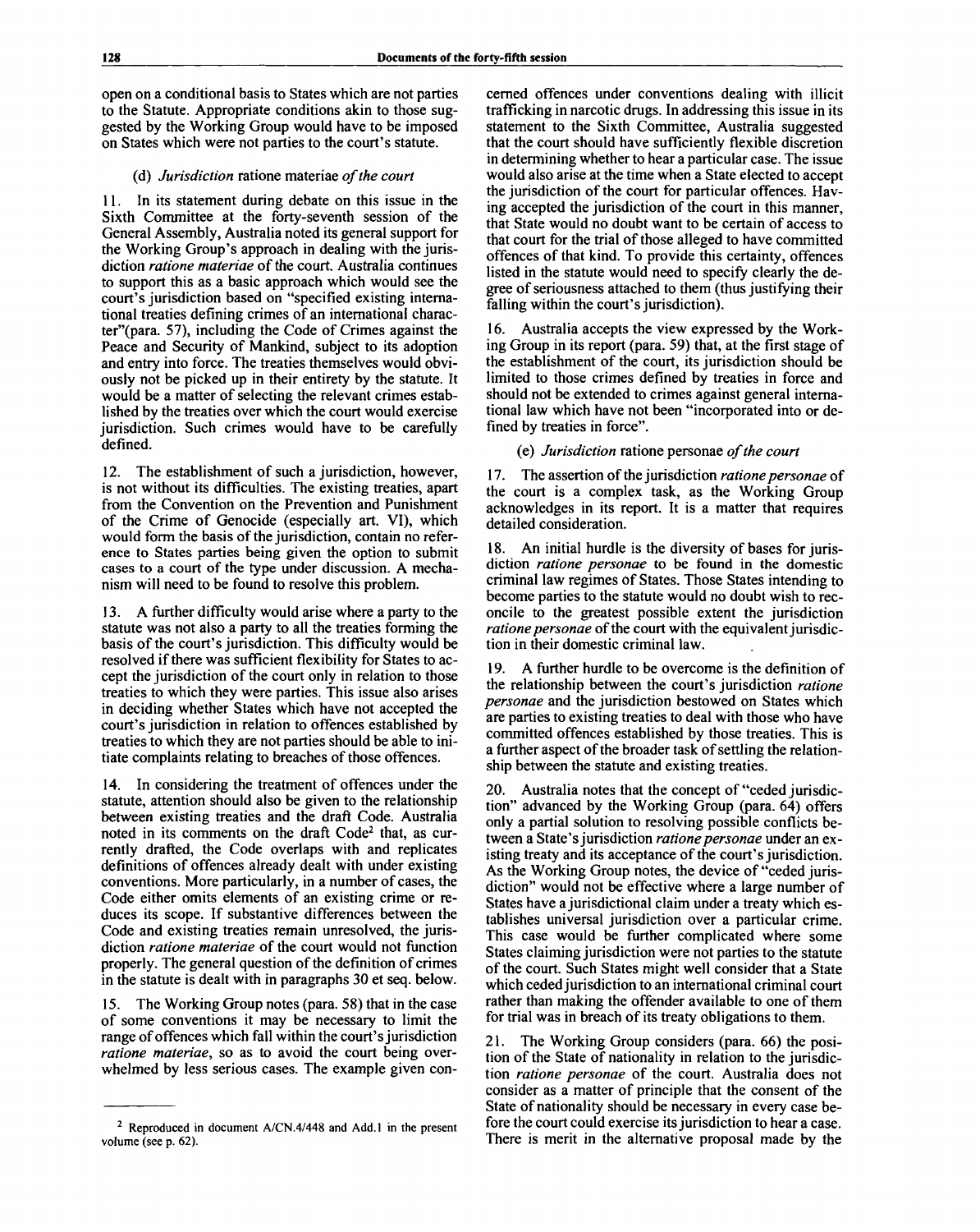open on a conditional basis to States which are not parties to the Statute. Appropriate conditions akin to those suggested by the Working Group would have to be imposed on States which were not parties to the court's statute.

(d) *Jurisdiction* ratione materiae *of the court*

11. In its statement during debate on this issue in the Sixth Committee at the forty-seventh session of the General Assembly, Australia noted its general support for the Working Group's approach in dealing with the jurisdiction *ratione materiae* of the court. Australia continues to support this as a basic approach which would see the court's jurisdiction based on "specified existing international treaties defining crimes of an international character"(para. 57), including the Code of Crimes against the Peace and Security of Mankind, subject to its adoption and entry into force. The treaties themselves would obviously not be picked up in their entirety by the statute. It would be a matter of selecting the relevant crimes established by the treaties over which the court would exercise jurisdiction. Such crimes would have to be carefully defined.

12. The establishment of such a jurisdiction, however, is not without its difficulties. The existing treaties, apart from the Convention on the Prevention and Punishment of the Crime of Genocide (especially art. VI), which would form the basis of the jurisdiction, contain no reference to States parties being given the option to submit cases to a court of the type under discussion. A mechanism will need to be found to resolve this problem.

13. A further difficulty would arise where a party to the statute was not also a party to all the treaties forming the basis of the court's jurisdiction. This difficulty would be resolved if there was sufficient flexibility for States to accept the jurisdiction of the court only in relation to those treaties to which they were parties. This issue also arises in deciding whether States which have not accepted the court's jurisdiction in relation to offences established by treaties to which they are not parties should be able to initiate complaints relating to breaches of those offences.

14. In considering the treatment of offences under the statute, attention should also be given to the relationship between existing treaties and the draft Code. Australia noted in its comments on the draft Code[2] that, as currently drafted, the Code overlaps with and replicates definitions of offences already dealt with under existing conventions. More particularly, in a number of cases, the Code either omits elements of an existing crime or reduces its scope. If substantive differences between the Code and existing treaties remain unresolved, the jurisdiction *ratione materiae* of the court would not function properly. The general question of the definition of crimes in the statute is dealt with in paragraphs 30 et seq. below.

15. The Working Group notes (para. 58) that in the case of some conventions it may be necessary to limit the range of offences which fall within the court's jurisdiction *ratione materiae*, so as to avoid the court being overwhelmed by less serious cases. The example given concerned offences under conventions dealing with illicit trafficking in narcotic drugs. In addressing this issue in its statement to the Sixth Committee, Australia suggested that the court should have sufficiently flexible discretion in determining whether to hear a particular case. The issue would also arise at the time when a State elected to accept the jurisdiction of the court for particular offences. Having accepted the jurisdiction of the court in this manner, that State would no doubt want to be certain of access to that court for the trial of those alleged to have committed offences of that kind. To provide this certainty, offences listed in the statute would need to specify clearly the degree of seriousness attached to them (thus justifying their falling within the court's jurisdiction).

16. Australia accepts the view expressed by the Working Group in its report (para. 59) that, at the first stage of the establishment of the court, its jurisdiction should be limited to those crimes defined by treaties in force and should not be extended to crimes against general international law which have not been "incorporated into or defined by treaties in force".

(e) *Jurisdiction* ratione personae *of the court*

17. The assertion of the jurisdiction *ratione personae* of the court is a complex task, as the Working Group acknowledges in its report. It is a matter that requires detailed consideration.

18. An initial hurdle is the diversity of bases for jurisdiction *ratione personae* to be found in the domestic criminal law regimes of States. Those States intending to become parties to the statute would no doubt wish to reconcile to the greatest possible extent the jurisdiction *ratione personae* of the court with the equivalent jurisdiction in their domestic criminal law.

19. A further hurdle to be overcome is the definition of the relationship between the court's jurisdiction *ratione personae* and the jurisdiction bestowed on States which are parties to existing treaties to deal with those who have committed offences established by those treaties. This is a further aspect of the broader task of settling the relationship between the statute and existing treaties.

20. Australia notes that the concept of "ceded jurisdiction" advanced by the Working Group (para. 64) offers only a partial solution to resolving possible conflicts between a State's jurisdiction *ratione personae* under an existing treaty and its acceptance of the court's jurisdiction. As the Working Group notes, the device of "ceded jurisdiction" would not be effective where a large number of States have a jurisdictional claim under a treaty which establishes universal jurisdiction over a particular crime. This case would be further complicated where some States claiming jurisdiction were not parties to the statute of the court. Such States might well consider that a State which ceded jurisdiction to an international criminal court rather than making the offender available to one of them for trial was in breach of its treaty obligations to them.

21. The Working Group considers (para. 66) the position of the State of nationality in relation to the jurisdiction *ratione personae* of the court. Australia does not consider as a matter of principle that the consent of the State of nationality should be necessary in every case before the court could exercise its jurisdiction to hear a case. There is merit in the alternative proposal made by the

---

[2] Reproduced in document A/CN.4/448 and Add.1 in the present volume (see p. 62).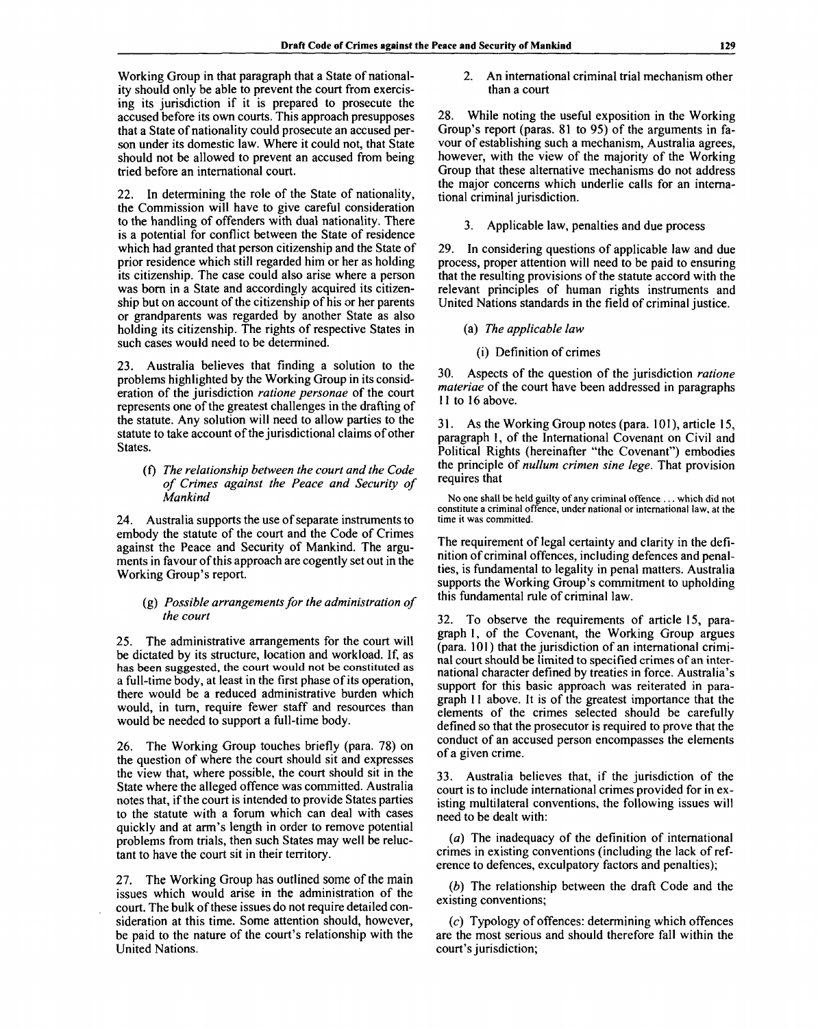Working Group in that paragraph that a State of nationality should only be able to prevent the court from exercising its jurisdiction if it is prepared to prosecute the accused before its own courts. This approach presupposes that a State of nationality could prosecute an accused person under its domestic law. Where it could not, that State should not be allowed to prevent an accused from being tried before an international court.

22. In determining the role of the State of nationality, the Commission will have to give careful consideration to the handling of offenders with dual nationality. There is a potential for conflict between the State of residence which had granted that person citizenship and the State of prior residence which still regarded him or her as holding its citizenship. The case could also arise where a person was born in a State and accordingly acquired its citizenship but on account of the citizenship of his or her parents or grandparents was regarded by another State as also holding its citizenship. The rights of respective States in such cases would need to be determined.

23. Australia believes that finding a solution to the problems highlighted by the Working Group in its consideration of the jurisdiction *ratione personae* of the court represents one of the greatest challenges in the drafting of the statute. Any solution will need to allow parties to the statute to take account of the jurisdictional claims of other States.

(f) *The relationship between the court and the Code of Crimes against the Peace and Security of Mankind*

24. Australia supports the use of separate instruments to embody the statute of the court and the Code of Crimes against the Peace and Security of Mankind. The arguments in favour of this approach are cogently set out in the Working Group's report.

(g) *Possible arrangements for the administration of the court*

25. The administrative arrangements for the court will be dictated by its structure, location and workload. If, as has been suggested, the court would not be constituted as a full-time body, at least in the first phase of its operation, there would be a reduced administrative burden which would, in turn, require fewer staff and resources than would be needed to support a full-time body.

26. The Working Group touches briefly (para. 78) on the question of where the court should sit and expresses the view that, where possible, the court should sit in the State where the alleged offence was committed. Australia notes that, if the court is intended to provide States parties to the statute with a forum which can deal with cases quickly and at arm's length in order to remove potential problems from trials, then such States may well be reluctant to have the court sit in their territory.

27. The Working Group has outlined some of the main issues which would arise in the administration of the court. The bulk of these issues do not require detailed consideration at this time. Some attention should, however, be paid to the nature of the court's relationship with the United Nations.

2. An international criminal trial mechanism other than a court

28. While noting the useful exposition in the Working Group's report (paras. 81 to 95) of the arguments in favour of establishing such a mechanism, Australia agrees, however, with the view of the majority of the Working Group that these alternative mechanisms do not address the major concerns which underlie calls for an international criminal jurisdiction.

3. Applicable law, penalties and due process

29. In considering questions of applicable law and due process, proper attention will need to be paid to ensuring that the resulting provisions of the statute accord with the relevant principles of human rights instruments and United Nations standards in the field of criminal justice.

(a) *The applicable law*

(i) Definition of crimes

30. Aspects of the question of the jurisdiction *ratione materiae* of the court have been addressed in paragraphs 11 to 16 above.

31. As the Working Group notes (para. 101), article 15, paragraph 1, of the International Covenant on Civil and Political Rights (hereinafter "the Covenant") embodies the principle of *nullum crimen sine lege*. That provision requires that

> No one shall be held guilty of any criminal offence ... which did not constitute a criminal offence, under national or international law, at the time it was committed.

The requirement of legal certainty and clarity in the definition of criminal offences, including defences and penalties, is fundamental to legality in penal matters. Australia supports the Working Group's commitment to upholding this fundamental rule of criminal law.

32. To observe the requirements of article 15, paragraph 1, of the Covenant, the Working Group argues (para. 101) that the jurisdiction of an international criminal court should be limited to specified crimes of an international character defined by treaties in force. Australia's support for this basic approach was reiterated in paragraph 11 above. It is of the greatest importance that the elements of the crimes selected should be carefully defined so that the prosecutor is required to prove that the conduct of an accused person encompasses the elements of a given crime.

33. Australia believes that, if the jurisdiction of the court is to include international crimes provided for in existing multilateral conventions, the following issues will need to be dealt with:

(*a*) The inadequacy of the definition of international crimes in existing conventions (including the lack of reference to defences, exculpatory factors and penalties);

(*b*) The relationship between the draft Code and the existing conventions;

(*c*) Typology of offences: determining which offences are the most serious and should therefore fall within the court's jurisdiction;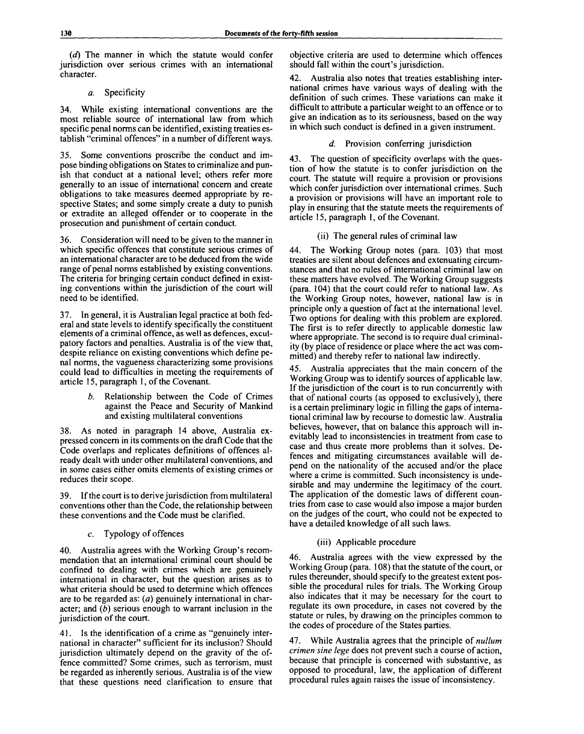(*d*) The manner in which the statute would confer jurisdiction over serious crimes with an international character.

*a.* Specificity

34. While existing international conventions are the most reliable source of international law from which specific penal norms can be identified, existing treaties establish "criminal offences" in a number of different ways.

35. Some conventions proscribe the conduct and impose binding obligations on States to criminalize and punish that conduct at a national level; others refer more generally to an issue of international concern and create obligations to take measures deemed appropriate by respective States; and some simply create a duty to punish or extradite an alleged offender or to cooperate in the prosecution and punishment of certain conduct.

36. Consideration will need to be given to the manner in which specific offences that constitute serious crimes of an international character are to be deduced from the wide range of penal norms established by existing conventions. The criteria for bringing certain conduct defined in existing conventions within the jurisdiction of the court will need to be identified.

37. In general, it is Australian legal practice at both federal and state levels to identify specifically the constituent elements of a criminal offence, as well as defences, exculpatory factors and penalties. Australia is of the view that, despite reliance on existing conventions which define penal norms, the vagueness characterizing some provisions could lead to difficulties in meeting the requirements of article 15, paragraph 1, of the Covenant.

*b.* Relationship between the Code of Crimes against the Peace and Security of Mankind and existing multilateral conventions

38. As noted in paragraph 14 above, Australia expressed concern in its comments on the draft Code that the Code overlaps and replicates definitions of offences already dealt with under other multilateral conventions, and in some cases either omits elements of existing crimes or reduces their scope.

39. If the court is to derive jurisdiction from multilateral conventions other than the Code, the relationship between these conventions and the Code must be clarified.

*c.* Typology of offences

40. Australia agrees with the Working Group's recommendation that an international criminal court should be confined to dealing with crimes which are genuinely international in character, but the question arises as to what criteria should be used to determine which offences are to be regarded as: (*a*) genuinely international in character; and (*b*) serious enough to warrant inclusion in the jurisdiction of the court.

41. Is the identification of a crime as "genuinely international in character" sufficient for its inclusion? Should jurisdiction ultimately depend on the gravity of the offence committed? Some crimes, such as terrorism, must be regarded as inherently serious. Australia is of the view that these questions need clarification to ensure that objective criteria are used to determine which offences should fall within the court's jurisdiction.

42. Australia also notes that treaties establishing international crimes have various ways of dealing with the definition of such crimes. These variations can make it difficult to attribute a particular weight to an offence or to give an indication as to its seriousness, based on the way in which such conduct is defined in a given instrument.

*d.* Provision conferring jurisdiction

43. The question of specificity overlaps with the question of how the statute is to confer jurisdiction on the court. The statute will require a provision or provisions which confer jurisdiction over international crimes. Such a provision or provisions will have an important role to play in ensuring that the statute meets the requirements of article 15, paragraph 1, of the Covenant.

(ii) The general rules of criminal law

44. The Working Group notes (para. 103) that most treaties are silent about defences and extenuating circumstances and that no rules of international criminal law on these matters have evolved. The Working Group suggests (para. 104) that the court could refer to national law. As the Working Group notes, however, national law is in principle only a question of fact at the international level. Two options for dealing with this problem are explored. The first is to refer directly to applicable domestic law where appropriate. The second is to require dual criminality (by place of residence or place where the act was committed) and thereby refer to national law indirectly.

45. Australia appreciates that the main concern of the Working Group was to identify sources of applicable law. If the jurisdiction of the court is to run concurrently with that of national courts (as opposed to exclusively), there is a certain preliminary logic in filling the gaps of international criminal law by recourse to domestic law. Australia believes, however, that on balance this approach will inevitably lead to inconsistencies in treatment from case to case and thus create more problems than it solves. Defences and mitigating circumstances available will depend on the nationality of the accused and/or the place where a crime is committed. Such inconsistency is undesirable and may undermine the legitimacy of the court. The application of the domestic laws of different countries from case to case would also impose a major burden on the judges of the court, who could not be expected to have a detailed knowledge of all such laws.

(iii) Applicable procedure

46. Australia agrees with the view expressed by the Working Group (para. 108) that the statute of the court, or rules thereunder, should specify to the greatest extent possible the procedural rules for trials. The Working Group also indicates that it may be necessary for the court to regulate its own procedure, in cases not covered by the statute or rules, by drawing on the principles common to the codes of procedure of the States parties.

47. While Australia agrees that the principle of *nullum crimen sine lege* does not prevent such a course of action, because that principle is concerned with substantive, as opposed to procedural, law, the application of different procedural rules again raises the issue of inconsistency.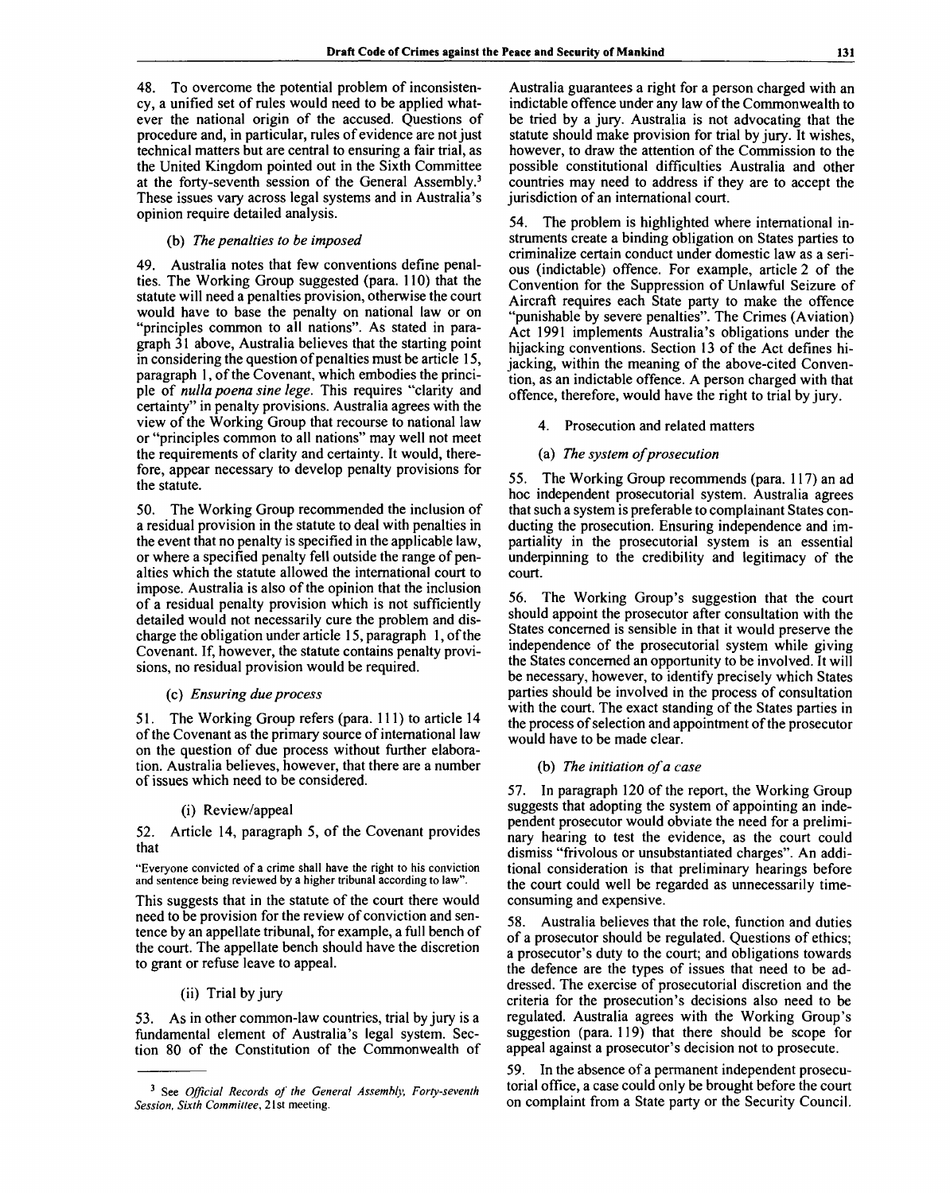48. To overcome the potential problem of inconsistency, a unified set of rules would need to be applied whatever the national origin of the accused. Questions of procedure and, in particular, rules of evidence are not just technical matters but are central to ensuring a fair trial, as the United Kingdom pointed out in the Sixth Committee at the forty-seventh session of the General Assembly.[3] These issues vary across legal systems and in Australia's opinion require detailed analysis.

(b) *The penalties to be imposed*

49. Australia notes that few conventions define penalties. The Working Group suggested (para. 110) that the statute will need a penalties provision, otherwise the court would have to base the penalty on national law or on "principles common to all nations". As stated in paragraph 31 above, Australia believes that the starting point in considering the question of penalties must be article 15, paragraph 1, of the Covenant, which embodies the principle of *nulla poena sine lege*. This requires "clarity and certainty" in penalty provisions. Australia agrees with the view of the Working Group that recourse to national law or "principles common to all nations" may well not meet the requirements of clarity and certainty. It would, therefore, appear necessary to develop penalty provisions for the statute.

50. The Working Group recommended the inclusion of a residual provision in the statute to deal with penalties in the event that no penalty is specified in the applicable law, or where a specified penalty fell outside the range of penalties which the statute allowed the international court to impose. Australia is also of the opinion that the inclusion of a residual penalty provision which is not sufficiently detailed would not necessarily cure the problem and discharge the obligation under article 15, paragraph 1, of the Covenant. If, however, the statute contains penalty provisions, no residual provision would be required.

(c) *Ensuring due process*

51. The Working Group refers (para. 111) to article 14 of the Covenant as the primary source of international law on the question of due process without further elaboration. Australia believes, however, that there are a number of issues which need to be considered.

(i) Review/appeal

52. Article 14, paragraph 5, of the Covenant provides that

"Everyone convicted of a crime shall have the right to his conviction and sentence being reviewed by a higher tribunal according to law".

This suggests that in the statute of the court there would need to be provision for the review of conviction and sentence by an appellate tribunal, for example, a full bench of the court. The appellate bench should have the discretion to grant or refuse leave to appeal.

(ii) Trial by jury

53. As in other common-law countries, trial by jury is a fundamental element of Australia's legal system. Section 80 of the Constitution of the Commonwealth of Australia guarantees a right for a person charged with an indictable offence under any law of the Commonwealth to be tried by a jury. Australia is not advocating that the statute should make provision for trial by jury. It wishes, however, to draw the attention of the Commission to the possible constitutional difficulties Australia and other countries may need to address if they are to accept the jurisdiction of an international court.

54. The problem is highlighted where international instruments create a binding obligation on States parties to criminalize certain conduct under domestic law as a serious (indictable) offence. For example, article 2 of the Convention for the Suppression of Unlawful Seizure of Aircraft requires each State party to make the offence "punishable by severe penalties". The Crimes (Aviation) Act 1991 implements Australia's obligations under the hijacking conventions. Section 13 of the Act defines hijacking, within the meaning of the above-cited Convention, as an indictable offence. A person charged with that offence, therefore, would have the right to trial by jury.

4. Prosecution and related matters

(a) *The system of prosecution*

55. The Working Group recommends (para. 117) an ad hoc independent prosecutorial system. Australia agrees that such a system is preferable to complainant States conducting the prosecution. Ensuring independence and impartiality in the prosecutorial system is an essential underpinning to the credibility and legitimacy of the court.

56. The Working Group's suggestion that the court should appoint the prosecutor after consultation with the States concerned is sensible in that it would preserve the independence of the prosecutorial system while giving the States concerned an opportunity to be involved. It will be necessary, however, to identify precisely which States parties should be involved in the process of consultation with the court. The exact standing of the States parties in the process of selection and appointment of the prosecutor would have to be made clear.

(b) *The initiation of a case*

57. In paragraph 120 of the report, the Working Group suggests that adopting the system of appointing an independent prosecutor would obviate the need for a preliminary hearing to test the evidence, as the court could dismiss "frivolous or unsubstantiated charges". An additional consideration is that preliminary hearings before the court could well be regarded as unnecessarily time-consuming and expensive.

58. Australia believes that the role, function and duties of a prosecutor should be regulated. Questions of ethics; a prosecutor's duty to the court; and obligations towards the defence are the types of issues that need to be addressed. The exercise of prosecutorial discretion and the criteria for the prosecution's decisions also need to be regulated. Australia agrees with the Working Group's suggestion (para. 119) that there should be scope for appeal against a prosecutor's decision not to prosecute.

59. In the absence of a permanent independent prosecutorial office, a case could only be brought before the court on complaint from a State party or the Security Council.

---

[3] See *Official Records of the General Assembly, Forty-seventh Session, Sixth Committee*, 21st meeting.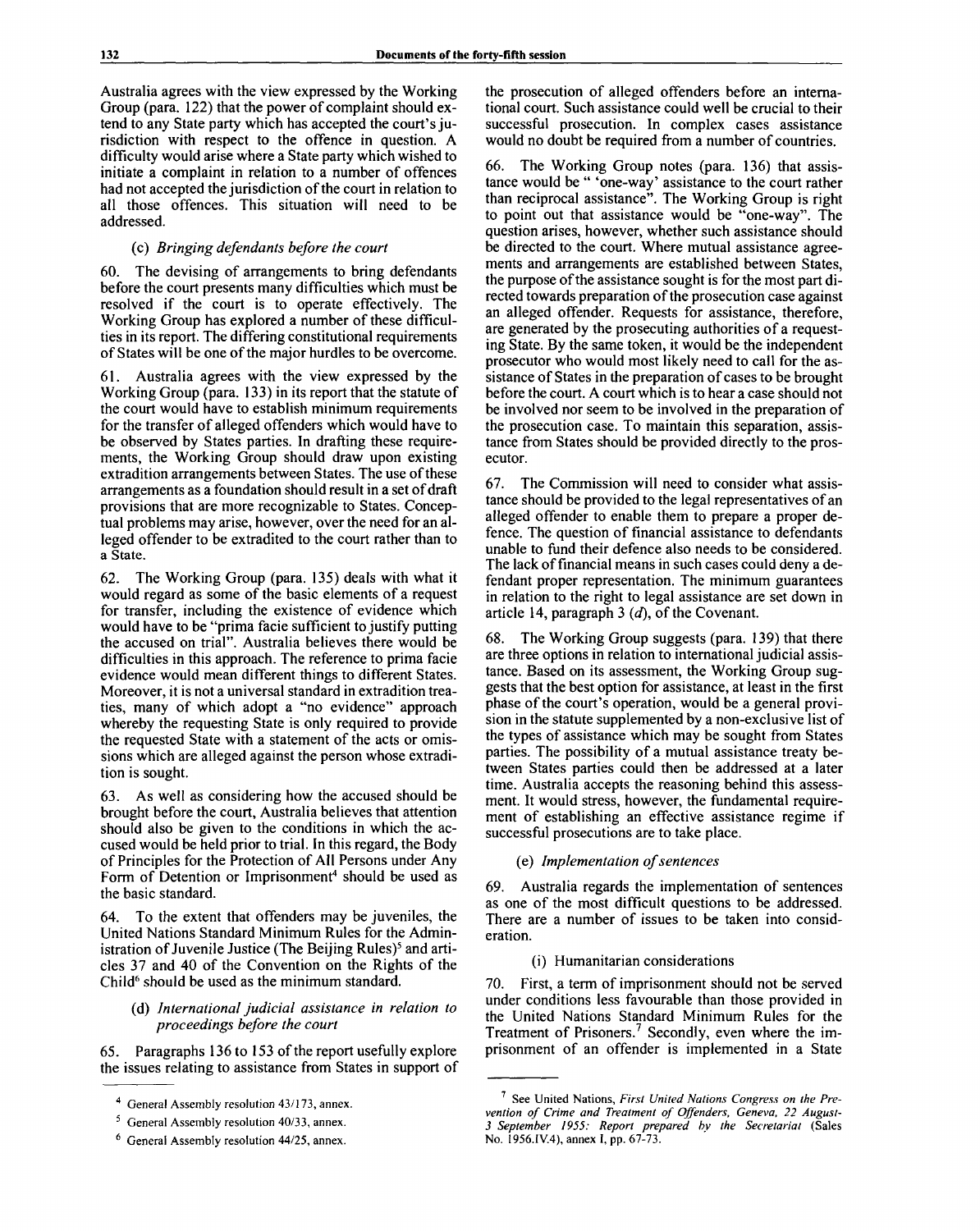Australia agrees with the view expressed by the Working Group (para. 122) that the power of complaint should extend to any State party which has accepted the court's jurisdiction with respect to the offence in question. A difficulty would arise where a State party which wished to initiate a complaint in relation to a number of offences had not accepted the jurisdiction of the court in relation to all those offences. This situation will need to be addressed.

### (c) *Bringing defendants before the court*

60. The devising of arrangements to bring defendants before the court presents many difficulties which must be resolved if the court is to operate effectively. The Working Group has explored a number of these difficulties in its report. The differing constitutional requirements of States will be one of the major hurdles to be overcome.

61. Australia agrees with the view expressed by the Working Group (para. 133) in its report that the statute of the court would have to establish minimum requirements for the transfer of alleged offenders which would have to be observed by States parties. In drafting these requirements, the Working Group should draw upon existing extradition arrangements between States. The use of these arrangements as a foundation should result in a set of draft provisions that are more recognizable to States. Conceptual problems may arise, however, over the need for an alleged offender to be extradited to the court rather than to a State.

62. The Working Group (para. 135) deals with what it would regard as some of the basic elements of a request for transfer, including the existence of evidence which would have to be "prima facie sufficient to justify putting the accused on trial". Australia believes there would be difficulties in this approach. The reference to prima facie evidence would mean different things to different States. Moreover, it is not a universal standard in extradition treaties, many of which adopt a "no evidence" approach whereby the requesting State is only required to provide the requested State with a statement of the acts or omissions which are alleged against the person whose extradition is sought.

63. As well as considering how the accused should be brought before the court, Australia believes that attention should also be given to the conditions in which the accused would be held prior to trial. In this regard, the Body of Principles for the Protection of All Persons under Any Form of Detention or Imprisonment[4] should be used as the basic standard.

64. To the extent that offenders may be juveniles, the United Nations Standard Minimum Rules for the Administration of Juvenile Justice (The Beijing Rules)[5] and articles 37 and 40 of the Convention on the Rights of the Child[6] should be used as the minimum standard.

### (d) *International judicial assistance in relation to proceedings before the court*

65. Paragraphs 136 to 153 of the report usefully explore the issues relating to assistance from States in support of the prosecution of alleged offenders before an international court. Such assistance could well be crucial to their successful prosecution. In complex cases assistance would no doubt be required from a number of countries.

66. The Working Group notes (para. 136) that assistance would be " 'one-way' assistance to the court rather than reciprocal assistance". The Working Group is right to point out that assistance would be "one-way". The question arises, however, whether such assistance should be directed to the court. Where mutual assistance agreements and arrangements are established between States, the purpose of the assistance sought is for the most part directed towards preparation of the prosecution case against an alleged offender. Requests for assistance, therefore, are generated by the prosecuting authorities of a requesting State. By the same token, it would be the independent prosecutor who would most likely need to call for the assistance of States in the preparation of cases to be brought before the court. A court which is to hear a case should not be involved nor seem to be involved in the preparation of the prosecution case. To maintain this separation, assistance from States should be provided directly to the prosecutor.

67. The Commission will need to consider what assistance should be provided to the legal representatives of an alleged offender to enable them to prepare a proper defence. The question of financial assistance to defendants unable to fund their defence also needs to be considered. The lack of financial means in such cases could deny a defendant proper representation. The minimum guarantees in relation to the right to legal assistance are set down in article 14, paragraph 3 (*d*), of the Covenant.

68. The Working Group suggests (para. 139) that there are three options in relation to international judicial assistance. Based on its assessment, the Working Group suggests that the best option for assistance, at least in the first phase of the court's operation, would be a general provision in the statute supplemented by a non-exclusive list of the types of assistance which may be sought from States parties. The possibility of a mutual assistance treaty between States parties could then be addressed at a later time. Australia accepts the reasoning behind this assessment. It would stress, however, the fundamental requirement of establishing an effective assistance regime if successful prosecutions are to take place.

### (e) *Implementation of sentences*

69. Australia regards the implementation of sentences as one of the most difficult questions to be addressed. There are a number of issues to be taken into consideration.

#### (i) Humanitarian considerations

70. First, a term of imprisonment should not be served under conditions less favourable than those provided in the United Nations Standard Minimum Rules for the Treatment of Prisoners.[7] Secondly, even where the imprisonment of an offender is implemented in a State

---

[4] General Assembly resolution 43/173, annex.

[5] General Assembly resolution 40/33, annex.

[6] General Assembly resolution 44/25, annex.

[7] See United Nations, *First United Nations Congress on the Prevention of Crime and Treatment of Offenders, Geneva, 22 August-3 September 1955: Report prepared by the Secretariat* (Sales No. 1956.IV.4), annex I, pp. 67-73.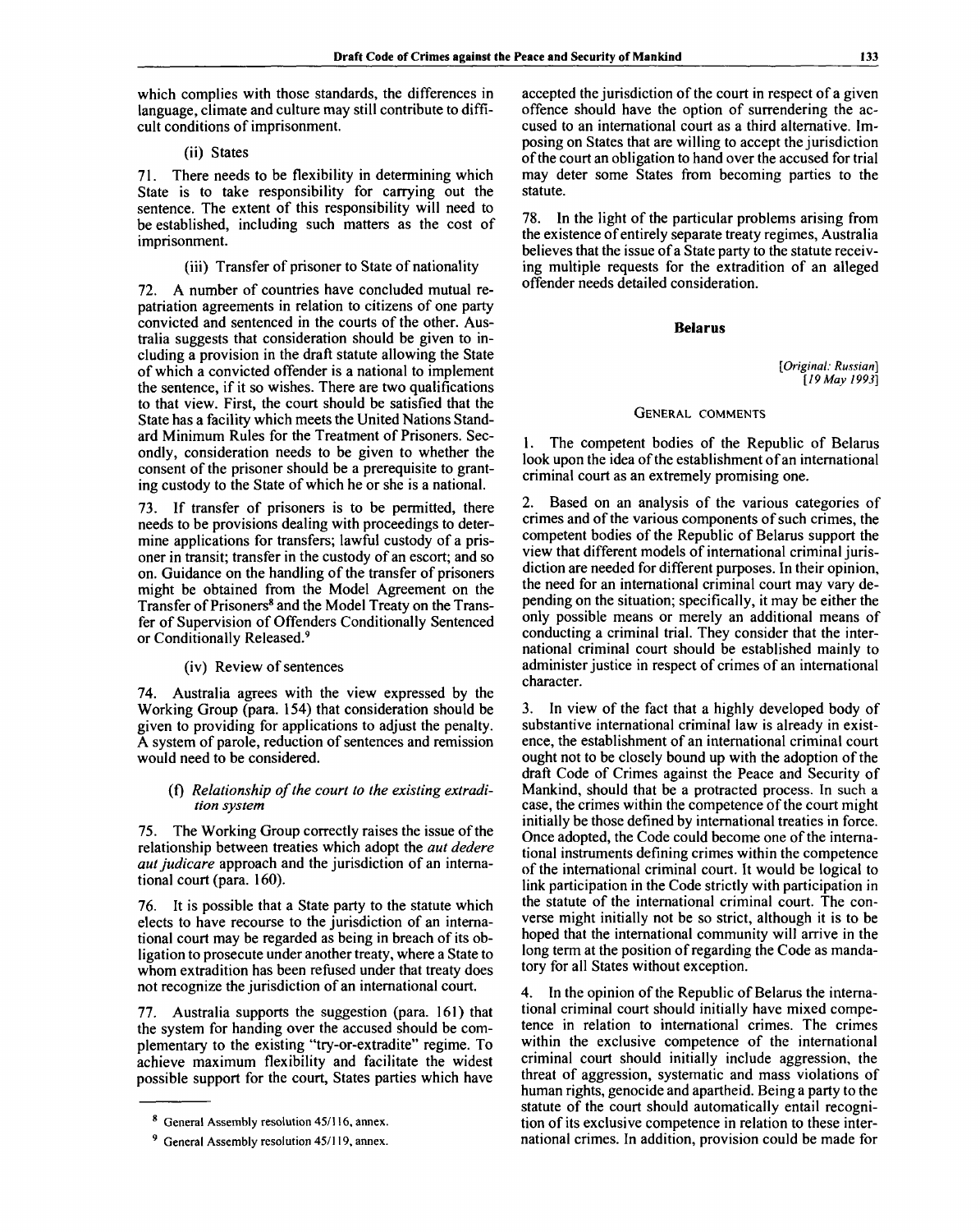which complies with those standards, the differences in language, climate and culture may still contribute to difficult conditions of imprisonment.

(ii) States

71. There needs to be flexibility in determining which State is to take responsibility for carrying out the sentence. The extent of this responsibility will need to be established, including such matters as the cost of imprisonment.

(iii) Transfer of prisoner to State of nationality

72. A number of countries have concluded mutual repatriation agreements in relation to citizens of one party convicted and sentenced in the courts of the other. Australia suggests that consideration should be given to including a provision in the draft statute allowing the State of which a convicted offender is a national to implement the sentence, if it so wishes. There are two qualifications to that view. First, the court should be satisfied that the State has a facility which meets the United Nations Standard Minimum Rules for the Treatment of Prisoners. Secondly, consideration needs to be given to whether the consent of the prisoner should be a prerequisite to granting custody to the State of which he or she is a national.

73. If transfer of prisoners is to be permitted, there needs to be provisions dealing with proceedings to determine applications for transfers; lawful custody of a prisoner in transit; transfer in the custody of an escort; and so on. Guidance on the handling of the transfer of prisoners might be obtained from the Model Agreement on the Transfer of Prisoners[8] and the Model Treaty on the Transfer of Supervision of Offenders Conditionally Sentenced or Conditionally Released.[9]

(iv) Review of sentences

74. Australia agrees with the view expressed by the Working Group (para. 154) that consideration should be given to providing for applications to adjust the penalty. A system of parole, reduction of sentences and remission would need to be considered.

(f) *Relationship of the court to the existing extradition system*

75. The Working Group correctly raises the issue of the relationship between treaties which adopt the *aut dedere aut judicare* approach and the jurisdiction of an international court (para. 160).

76. It is possible that a State party to the statute which elects to have recourse to the jurisdiction of an international court may be regarded as being in breach of its obligation to prosecute under another treaty, where a State to whom extradition has been refused under that treaty does not recognize the jurisdiction of an international court.

77. Australia supports the suggestion (para. 161) that the system for handing over the accused should be complementary to the existing "try-or-extradite" regime. To achieve maximum flexibility and facilitate the widest possible support for the court, States parties which have accepted the jurisdiction of the court in respect of a given offence should have the option of surrendering the accused to an international court as a third alternative. Imposing on States that are willing to accept the jurisdiction of the court an obligation to hand over the accused for trial may deter some States from becoming parties to the statute.

78. In the light of the particular problems arising from the existence of entirely separate treaty regimes, Australia believes that the issue of a State party to the statute receiving multiple requests for the extradition of an alleged offender needs detailed consideration.

## Belarus

[*Original: Russian*]
[*19 May 1993*]

### General comments

1. The competent bodies of the Republic of Belarus look upon the idea of the establishment of an international criminal court as an extremely promising one.

2. Based on an analysis of the various categories of crimes and of the various components of such crimes, the competent bodies of the Republic of Belarus support the view that different models of international criminal jurisdiction are needed for different purposes. In their opinion, the need for an international criminal court may vary depending on the situation; specifically, it may be either the only possible means or merely an additional means of conducting a criminal trial. They consider that the international criminal court should be established mainly to administer justice in respect of crimes of an international character.

3. In view of the fact that a highly developed body of substantive international criminal law is already in existence, the establishment of an international criminal court ought not to be closely bound up with the adoption of the draft Code of Crimes against the Peace and Security of Mankind, should that be a protracted process. In such a case, the crimes within the competence of the court might initially be those defined by international treaties in force. Once adopted, the Code could become one of the international instruments defining crimes within the competence of the international criminal court. It would be logical to link participation in the Code strictly with participation in the statute of the international criminal court. The converse might initially not be so strict, although it is to be hoped that the international community will arrive in the long term at the position of regarding the Code as mandatory for all States without exception.

4. In the opinion of the Republic of Belarus the international criminal court should initially have mixed competence in relation to international crimes. The crimes within the exclusive competence of the international criminal court should initially include aggression, the threat of aggression, systematic and mass violations of human rights, genocide and apartheid. Being a party to the statute of the court should automatically entail recognition of its exclusive competence in relation to these international crimes. In addition, provision could be made for

---

[8] General Assembly resolution 45/116, annex.

[9] General Assembly resolution 45/119, annex.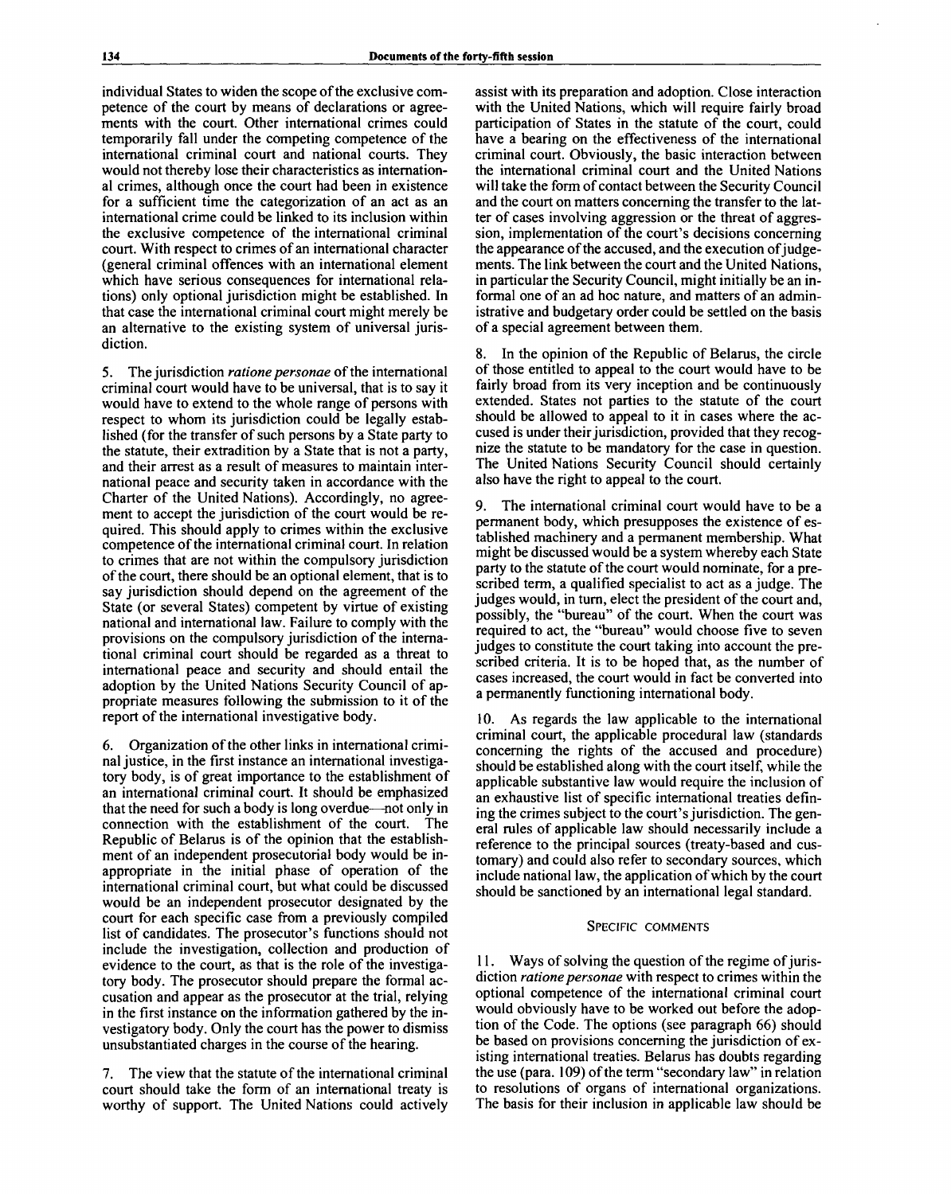individual States to widen the scope of the exclusive competence of the court by means of declarations or agreements with the court. Other international crimes could temporarily fall under the competing competence of the international criminal court and national courts. They would not thereby lose their characteristics as international crimes, although once the court had been in existence for a sufficient time the categorization of an act as an international crime could be linked to its inclusion within the exclusive competence of the international criminal court. With respect to crimes of an international character (general criminal offences with an international element which have serious consequences for international relations) only optional jurisdiction might be established. In that case the international criminal court might merely be an alternative to the existing system of universal jurisdiction.

5. The jurisdiction *ratione personae* of the international criminal court would have to be universal, that is to say it would have to extend to the whole range of persons with respect to whom its jurisdiction could be legally established (for the transfer of such persons by a State party to the statute, their extradition by a State that is not a party, and their arrest as a result of measures to maintain international peace and security taken in accordance with the Charter of the United Nations). Accordingly, no agreement to accept the jurisdiction of the court would be required. This should apply to crimes within the exclusive competence of the international criminal court. In relation to crimes that are not within the compulsory jurisdiction of the court, there should be an optional element, that is to say jurisdiction should depend on the agreement of the State (or several States) competent by virtue of existing national and international law. Failure to comply with the provisions on the compulsory jurisdiction of the international criminal court should be regarded as a threat to international peace and security and should entail the adoption by the United Nations Security Council of appropriate measures following the submission to it of the report of the international investigative body.

6. Organization of the other links in international criminal justice, in the first instance an international investigatory body, is of great importance to the establishment of an international criminal court. It should be emphasized that the need for such a body is long overdue—not only in connection with the establishment of the court. The Republic of Belarus is of the opinion that the establishment of an independent prosecutorial body would be inappropriate in the initial phase of operation of the international criminal court, but what could be discussed would be an independent prosecutor designated by the court for each specific case from a previously compiled list of candidates. The prosecutor's functions should not include the investigation, collection and production of evidence to the court, as that is the role of the investigatory body. The prosecutor should prepare the formal accusation and appear as the prosecutor at the trial, relying in the first instance on the information gathered by the investigatory body. Only the court has the power to dismiss unsubstantiated charges in the course of the hearing.

7. The view that the statute of the international criminal court should take the form of an international treaty is worthy of support. The United Nations could actively assist with its preparation and adoption. Close interaction with the United Nations, which will require fairly broad participation of States in the statute of the court, could have a bearing on the effectiveness of the international criminal court. Obviously, the basic interaction between the international criminal court and the United Nations will take the form of contact between the Security Council and the court on matters concerning the transfer to the latter of cases involving aggression or the threat of aggression, implementation of the court's decisions concerning the appearance of the accused, and the execution of judgements. The link between the court and the United Nations, in particular the Security Council, might initially be an informal one of an ad hoc nature, and matters of an administrative and budgetary order could be settled on the basis of a special agreement between them.

8. In the opinion of the Republic of Belarus, the circle of those entitled to appeal to the court would have to be fairly broad from its very inception and be continuously extended. States not parties to the statute of the court should be allowed to appeal to it in cases where the accused is under their jurisdiction, provided that they recognize the statute to be mandatory for the case in question. The United Nations Security Council should certainly also have the right to appeal to the court.

9. The international criminal court would have to be a permanent body, which presupposes the existence of established machinery and a permanent membership. What might be discussed would be a system whereby each State party to the statute of the court would nominate, for a prescribed term, a qualified specialist to act as a judge. The judges would, in turn, elect the president of the court and, possibly, the "bureau" of the court. When the court was required to act, the "bureau" would choose five to seven judges to constitute the court taking into account the prescribed criteria. It is to be hoped that, as the number of cases increased, the court would in fact be converted into a permanently functioning international body.

10. As regards the law applicable to the international criminal court, the applicable procedural law (standards concerning the rights of the accused and procedure) should be established along with the court itself, while the applicable substantive law would require the inclusion of an exhaustive list of specific international treaties defining the crimes subject to the court's jurisdiction. The general rules of applicable law should necessarily include a reference to the principal sources (treaty-based and customary) and could also refer to secondary sources, which include national law, the application of which by the court should be sanctioned by an international legal standard.

## Specific comments

11. Ways of solving the question of the regime of jurisdiction *ratione personae* with respect to crimes within the optional competence of the international criminal court would obviously have to be worked out before the adoption of the Code. The options (see paragraph 66) should be based on provisions concerning the jurisdiction of existing international treaties. Belarus has doubts regarding the use (para. 109) of the term "secondary law" in relation to resolutions of organs of international organizations. The basis for their inclusion in applicable law should be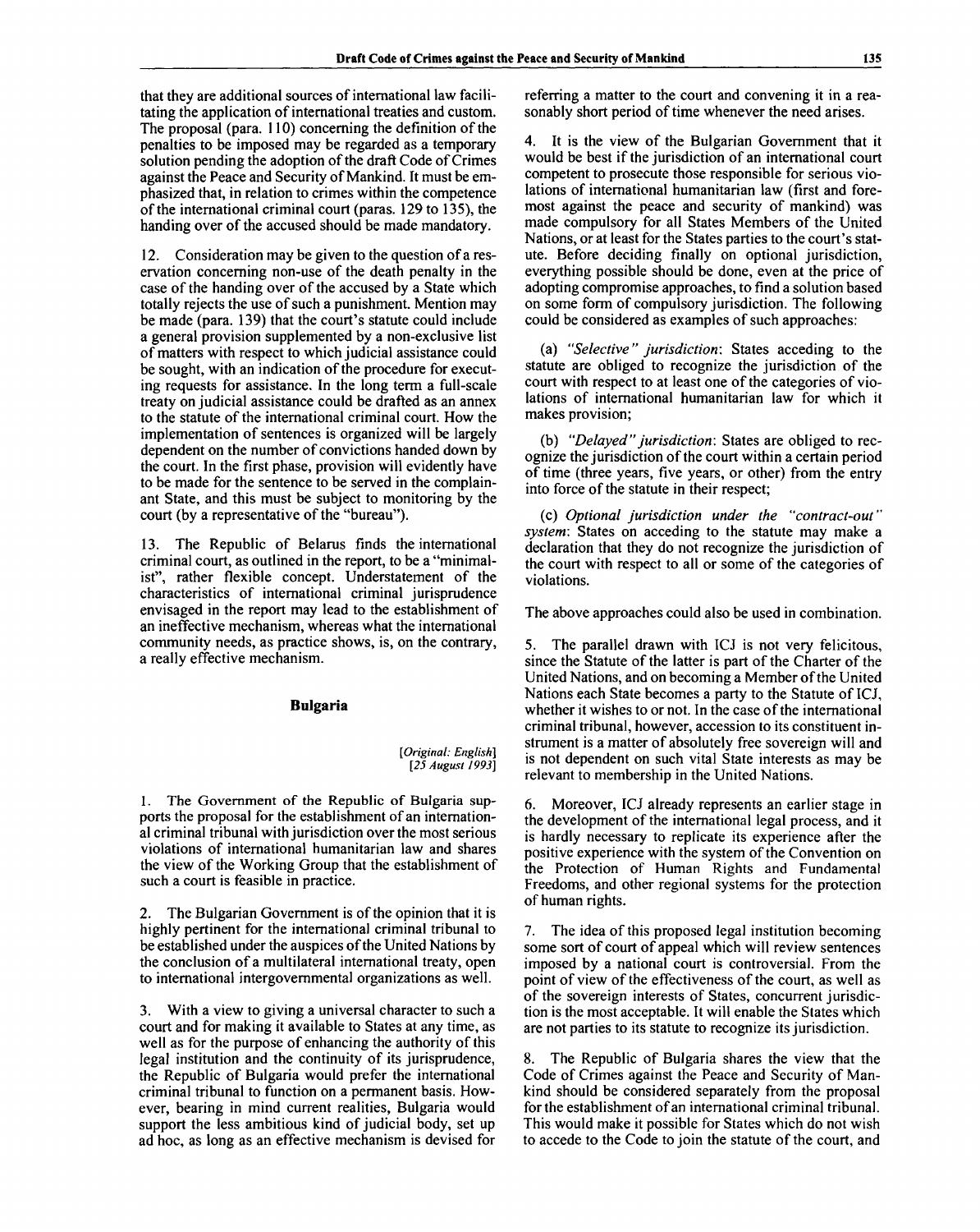that they are additional sources of international law facilitating the application of international treaties and custom. The proposal (para. 110) concerning the definition of the penalties to be imposed may be regarded as a temporary solution pending the adoption of the draft Code of Crimes against the Peace and Security of Mankind. It must be emphasized that, in relation to crimes within the competence of the international criminal court (paras. 129 to 135), the handing over of the accused should be made mandatory.

12. Consideration may be given to the question of a reservation concerning non-use of the death penalty in the case of the handing over of the accused by a State which totally rejects the use of such a punishment. Mention may be made (para. 139) that the court's statute could include a general provision supplemented by a non-exclusive list of matters with respect to which judicial assistance could be sought, with an indication of the procedure for executing requests for assistance. In the long term a full-scale treaty on judicial assistance could be drafted as an annex to the statute of the international criminal court. How the implementation of sentences is organized will be largely dependent on the number of convictions handed down by the court. In the first phase, provision will evidently have to be made for the sentence to be served in the complainant State, and this must be subject to monitoring by the court (by a representative of the "bureau").

13. The Republic of Belarus finds the international criminal court, as outlined in the report, to be a "minimalist", rather flexible concept. Understatement of the characteristics of international criminal jurisprudence envisaged in the report may lead to the establishment of an ineffective mechanism, whereas what the international community needs, as practice shows, is, on the contrary, a really effective mechanism.

## Bulgaria

[*Original: English*]
[*25 August 1993*]

1. The Government of the Republic of Bulgaria supports the proposal for the establishment of an international criminal tribunal with jurisdiction over the most serious violations of international humanitarian law and shares the view of the Working Group that the establishment of such a court is feasible in practice.

2. The Bulgarian Government is of the opinion that it is highly pertinent for the international criminal tribunal to be established under the auspices of the United Nations by the conclusion of a multilateral international treaty, open to international intergovernmental organizations as well.

3. With a view to giving a universal character to such a court and for making it available to States at any time, as well as for the purpose of enhancing the authority of this legal institution and the continuity of its jurisprudence, the Republic of Bulgaria would prefer the international criminal tribunal to function on a permanent basis. However, bearing in mind current realities, Bulgaria would support the less ambitious kind of judicial body, set up ad hoc, as long as an effective mechanism is devised for referring a matter to the court and convening it in a reasonably short period of time whenever the need arises.

4. It is the view of the Bulgarian Government that it would be best if the jurisdiction of an international court competent to prosecute those responsible for serious violations of international humanitarian law (first and foremost against the peace and security of mankind) was made compulsory for all States Members of the United Nations, or at least for the States parties to the court's statute. Before deciding finally on optional jurisdiction, everything possible should be done, even at the price of adopting compromise approaches, to find a solution based on some form of compulsory jurisdiction. The following could be considered as examples of such approaches:

(*a*) *"Selective" jurisdiction*: States acceding to the statute are obliged to recognize the jurisdiction of the court with respect to at least one of the categories of violations of international humanitarian law for which it makes provision;

(*b*) *"Delayed" jurisdiction*: States are obliged to recognize the jurisdiction of the court within a certain period of time (three years, five years, or other) from the entry into force of the statute in their respect;

(*c*) *Optional jurisdiction under the "contract-out" system*: States on acceding to the statute may make a declaration that they do not recognize the jurisdiction of the court with respect to all or some of the categories of violations.

The above approaches could also be used in combination.

5. The parallel drawn with ICJ is not very felicitous, since the Statute of the latter is part of the Charter of the United Nations, and on becoming a Member of the United Nations each State becomes a party to the Statute of ICJ, whether it wishes to or not. In the case of the international criminal tribunal, however, accession to its constituent instrument is a matter of absolutely free sovereign will and is not dependent on such vital State interests as may be relevant to membership in the United Nations.

6. Moreover, ICJ already represents an earlier stage in the development of the international legal process, and it is hardly necessary to replicate its experience after the positive experience with the system of the Convention on the Protection of Human Rights and Fundamental Freedoms, and other regional systems for the protection of human rights.

7. The idea of this proposed legal institution becoming some sort of court of appeal which will review sentences imposed by a national court is controversial. From the point of view of the effectiveness of the court, as well as of the sovereign interests of States, concurrent jurisdiction is the most acceptable. It will enable the States which are not parties to its statute to recognize its jurisdiction.

8. The Republic of Bulgaria shares the view that the Code of Crimes against the Peace and Security of Mankind should be considered separately from the proposal for the establishment of an international criminal tribunal. This would make it possible for States which do not wish to accede to the Code to join the statute of the court, and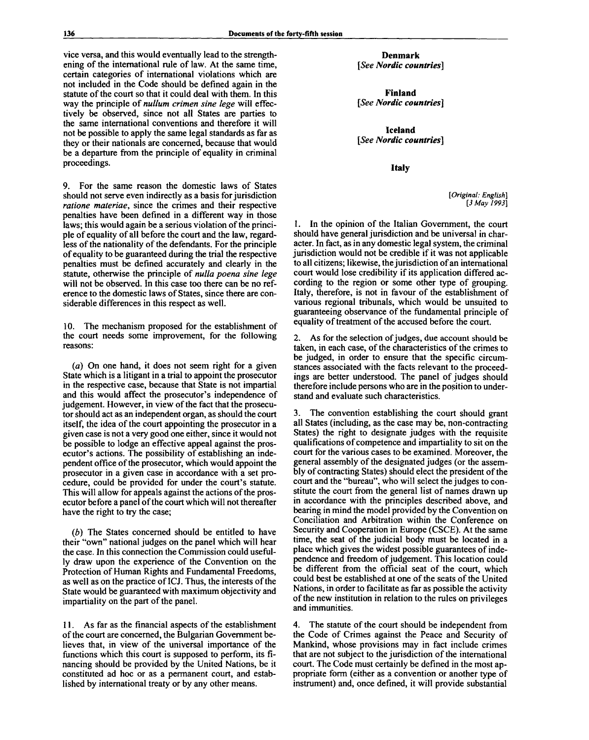vice versa, and this would eventually lead to the strengthening of the international rule of law. At the same time, certain categories of international violations which are not included in the Code should be defined again in the statute of the court so that it could deal with them. In this way the principle of *nullum crimen sine lege* will effectively be observed, since not all States are parties to the same international conventions and therefore it will not be possible to apply the same legal standards as far as they or their nationals are concerned, because that would be a departure from the principle of equality in criminal proceedings.

9. For the same reason the domestic laws of States should not serve even indirectly as a basis for jurisdiction *ratione materiae*, since the crimes and their respective penalties have been defined in a different way in those laws; this would again be a serious violation of the principle of equality of all before the court and the law, regardless of the nationality of the defendants. For the principle of equality to be guaranteed during the trial the respective penalties must be defined accurately and clearly in the statute, otherwise the principle of *nulla poena sine lege* will not be observed. In this case too there can be no reference to the domestic laws of States, since there are considerable differences in this respect as well.

10. The mechanism proposed for the establishment of the court needs some improvement, for the following reasons:

(*a*) On one hand, it does not seem right for a given State which is a litigant in a trial to appoint the prosecutor in the respective case, because that State is not impartial and this would affect the prosecutor's independence of judgement. However, in view of the fact that the prosecutor should act as an independent organ, as should the court itself, the idea of the court appointing the prosecutor in a given case is not a very good one either, since it would not be possible to lodge an effective appeal against the prosecutor's actions. The possibility of establishing an independent office of the prosecutor, which would appoint the prosecutor in a given case in accordance with a set procedure, could be provided for under the court's statute. This will allow for appeals against the actions of the prosecutor before a panel of the court which will not thereafter have the right to try the case;

(*b*) The States concerned should be entitled to have their "own" national judges on the panel which will hear the case. In this connection the Commission could usefully draw upon the experience of the Convention on the Protection of Human Rights and Fundamental Freedoms, as well as on the practice of ICJ. Thus, the interests of the State would be guaranteed with maximum objectivity and impartiality on the part of the panel.

11. As far as the financial aspects of the establishment of the court are concerned, the Bulgarian Government believes that, in view of the universal importance of the functions which this court is supposed to perform, its financing should be provided by the United Nations, be it constituted ad hoc or as a permanent court, and established by international treaty or by any other means.

**Denmark**

[*See Nordic countries*]

**Finland**

[*See Nordic countries*]

**Iceland**

[*See Nordic countries*]

**Italy**

[*Original: English*]
[*3 May 1993*]

1. In the opinion of the Italian Government, the court should have general jurisdiction and be universal in character. In fact, as in any domestic legal system, the criminal jurisdiction would not be credible if it was not applicable to all citizens; likewise, the jurisdiction of an international court would lose credibility if its application differed according to the region or some other type of grouping. Italy, therefore, is not in favour of the establishment of various regional tribunals, which would be unsuited to guaranteeing observance of the fundamental principle of equality of treatment of the accused before the court.

2. As for the selection of judges, due account should be taken, in each case, of the characteristics of the crimes to be judged, in order to ensure that the specific circumstances associated with the facts relevant to the proceedings are better understood. The panel of judges should therefore include persons who are in the position to understand and evaluate such characteristics.

3. The convention establishing the court should grant all States (including, as the case may be, non-contracting States) the right to designate judges with the requisite qualifications of competence and impartiality to sit on the court for the various cases to be examined. Moreover, the general assembly of the designated judges (or the assembly of contracting States) should elect the president of the court and the "bureau", who will select the judges to constitute the court from the general list of names drawn up in accordance with the principles described above, and bearing in mind the model provided by the Convention on Conciliation and Arbitration within the Conference on Security and Cooperation in Europe (CSCE). At the same time, the seat of the judicial body must be located in a place which gives the widest possible guarantees of independence and freedom of judgement. This location could be different from the official seat of the court, which could best be established at one of the seats of the United Nations, in order to facilitate as far as possible the activity of the new institution in relation to the rules on privileges and immunities.

4. The statute of the court should be independent from the Code of Crimes against the Peace and Security of Mankind, whose provisions may in fact include crimes that are not subject to the jurisdiction of the international court. The Code must certainly be defined in the most appropriate form (either as a convention or another type of instrument) and, once defined, it will provide substantial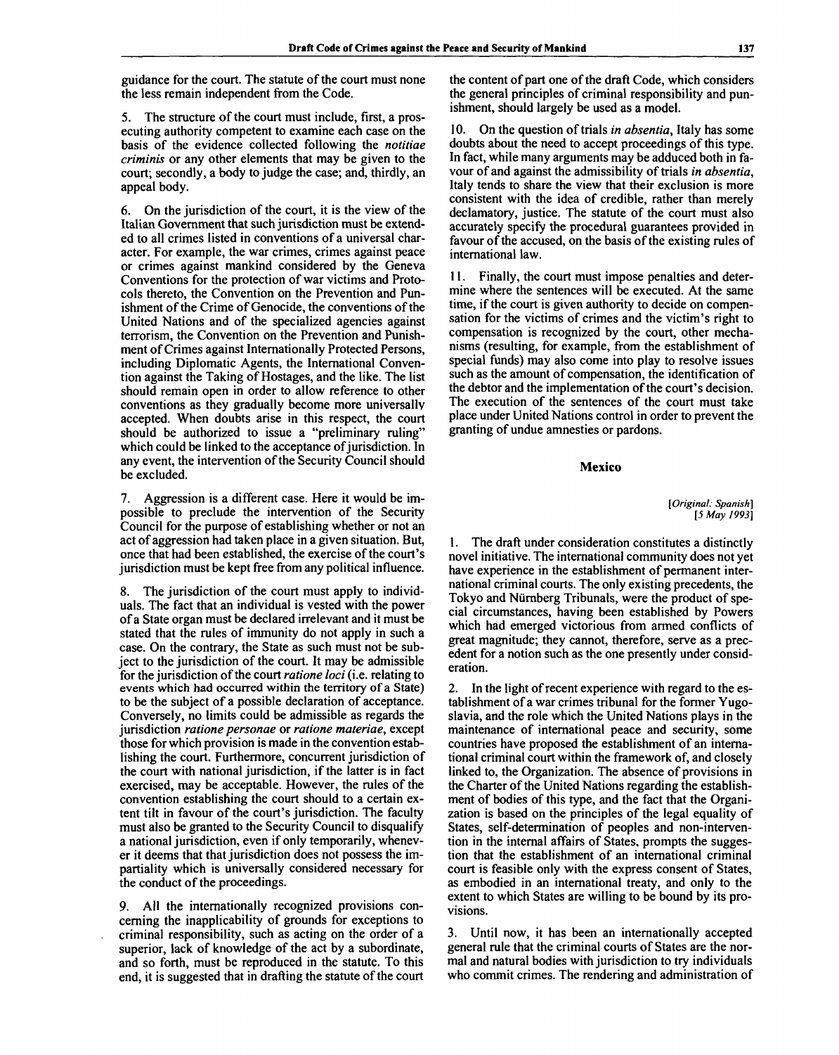guidance for the court. The statute of the court must none the less remain independent from the Code.

5. The structure of the court must include, first, a prosecuting authority competent to examine each case on the basis of the evidence collected following the *notitiae criminis* or any other elements that may be given to the court; secondly, a body to judge the case; and, thirdly, an appeal body.

6. On the jurisdiction of the court, it is the view of the Italian Government that such jurisdiction must be extended to all crimes listed in conventions of a universal character. For example, the war crimes, crimes against peace or crimes against mankind considered by the Geneva Conventions for the protection of war victims and Protocols thereto, the Convention on the Prevention and Punishment of the Crime of Genocide, the conventions of the United Nations and of the specialized agencies against terrorism, the Convention on the Prevention and Punishment of Crimes against Internationally Protected Persons, including Diplomatic Agents, the International Convention against the Taking of Hostages, and the like. The list should remain open in order to allow reference to other conventions as they gradually become more universally accepted. When doubts arise in this respect, the court should be authorized to issue a "preliminary ruling" which could be linked to the acceptance of jurisdiction. In any event, the intervention of the Security Council should be excluded.

7. Aggression is a different case. Here it would be impossible to preclude the intervention of the Security Council for the purpose of establishing whether or not an act of aggression had taken place in a given situation. But, once that had been established, the exercise of the court's jurisdiction must be kept free from any political influence.

8. The jurisdiction of the court must apply to individuals. The fact that an individual is vested with the power of a State organ must be declared irrelevant and it must be stated that the rules of immunity do not apply in such a case. On the contrary, the State as such must not be subject to the jurisdiction of the court. It may be admissible for the jurisdiction of the court *ratione loci* (i.e. relating to events which had occurred within the territory of a State) to be the subject of a possible declaration of acceptance. Conversely, no limits could be admissible as regards the jurisdiction *ratione personae* or *ratione materiae*, except those for which provision is made in the convention establishing the court. Furthermore, concurrent jurisdiction of the court with national jurisdiction, if the latter is in fact exercised, may be acceptable. However, the rules of the convention establishing the court should to a certain extent tilt in favour of the court's jurisdiction. The faculty must also be granted to the Security Council to disqualify a national jurisdiction, even if only temporarily, whenever it deems that that jurisdiction does not possess the impartiality which is universally considered necessary for the conduct of the proceedings.

9. All the internationally recognized provisions concerning the inapplicability of grounds for exceptions to criminal responsibility, such as acting on the order of a superior, lack of knowledge of the act by a subordinate, and so forth, must be reproduced in the statute. To this end, it is suggested that in drafting the statute of the court the content of part one of the draft Code, which considers the general principles of criminal responsibility and punishment, should largely be used as a model.

10. On the question of trials *in absentia*, Italy has some doubts about the need to accept proceedings of this type. In fact, while many arguments may be adduced both in favour of and against the admissibility of trials *in absentia*, Italy tends to share the view that their exclusion is more consistent with the idea of credible, rather than merely declamatory, justice. The statute of the court must also accurately specify the procedural guarantees provided in favour of the accused, on the basis of the existing rules of international law.

11. Finally, the court must impose penalties and determine where the sentences will be executed. At the same time, if the court is given authority to decide on compensation for the victims of crimes and the victim's right to compensation is recognized by the court, other mechanisms (resulting, for example, from the establishment of special funds) may also come into play to resolve issues such as the amount of compensation, the identification of the debtor and the implementation of the court's decision. The execution of the sentences of the court must take place under United Nations control in order to prevent the granting of undue amnesties or pardons.

## Mexico

[*Original: Spanish*]
[*5 May 1993*]

1. The draft under consideration constitutes a distinctly novel initiative. The international community does not yet have experience in the establishment of permanent international criminal courts. The only existing precedents, the Tokyo and Nürnberg Tribunals, were the product of special circumstances, having been established by Powers which had emerged victorious from armed conflicts of great magnitude; they cannot, therefore, serve as a precedent for a notion such as the one presently under consideration.

2. In the light of recent experience with regard to the establishment of a war crimes tribunal for the former Yugoslavia, and the role which the United Nations plays in the maintenance of international peace and security, some countries have proposed the establishment of an international criminal court within the framework of, and closely linked to, the Organization. The absence of provisions in the Charter of the United Nations regarding the establishment of bodies of this type, and the fact that the Organization is based on the principles of the legal equality of States, self-determination of peoples and non-intervention in the internal affairs of States, prompts the suggestion that the establishment of an international criminal court is feasible only with the express consent of States, as embodied in an international treaty, and only to the extent to which States are willing to be bound by its provisions.

3. Until now, it has been an internationally accepted general rule that the criminal courts of States are the normal and natural bodies with jurisdiction to try individuals who commit crimes. The rendering and administration of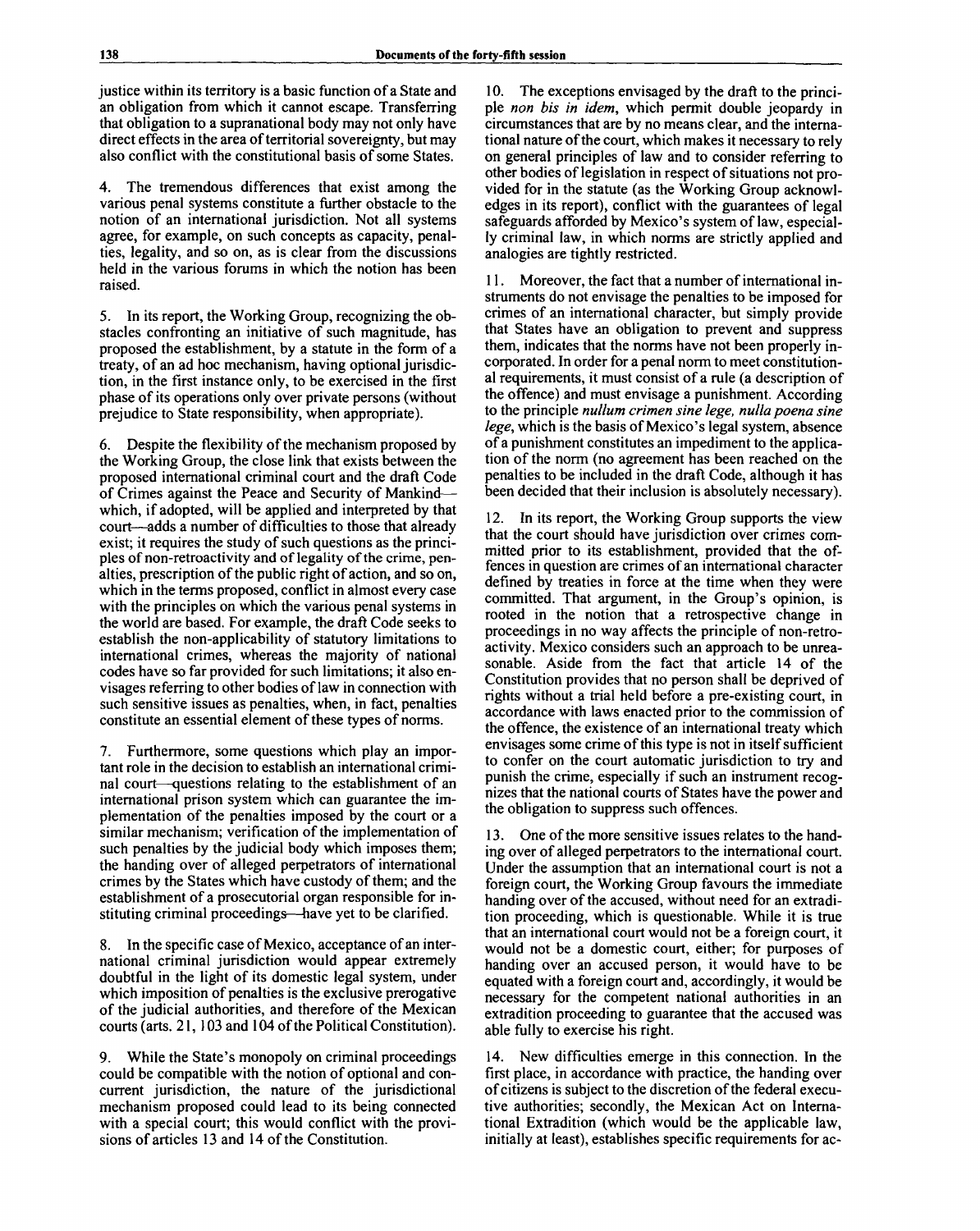justice within its territory is a basic function of a State and an obligation from which it cannot escape. Transferring that obligation to a supranational body may not only have direct effects in the area of territorial sovereignty, but may also conflict with the constitutional basis of some States.

4. The tremendous differences that exist among the various penal systems constitute a further obstacle to the notion of an international jurisdiction. Not all systems agree, for example, on such concepts as capacity, penalties, legality, and so on, as is clear from the discussions held in the various forums in which the notion has been raised.

5. In its report, the Working Group, recognizing the obstacles confronting an initiative of such magnitude, has proposed the establishment, by a statute in the form of a treaty, of an ad hoc mechanism, having optional jurisdiction, in the first instance only, to be exercised in the first phase of its operations only over private persons (without prejudice to State responsibility, when appropriate).

6. Despite the flexibility of the mechanism proposed by the Working Group, the close link that exists between the proposed international criminal court and the draft Code of Crimes against the Peace and Security of Mankind—which, if adopted, will be applied and interpreted by that court—adds a number of difficulties to those that already exist; it requires the study of such questions as the principles of non-retroactivity and of legality of the crime, penalties, prescription of the public right of action, and so on, which in the terms proposed, conflict in almost every case with the principles on which the various penal systems in the world are based. For example, the draft Code seeks to establish the non-applicability of statutory limitations to international crimes, whereas the majority of national codes have so far provided for such limitations; it also envisages referring to other bodies of law in connection with such sensitive issues as penalties, when, in fact, penalties constitute an essential element of these types of norms.

7. Furthermore, some questions which play an important role in the decision to establish an international criminal court—questions relating to the establishment of an international prison system which can guarantee the implementation of the penalties imposed by the court or a similar mechanism; verification of the implementation of such penalties by the judicial body which imposes them; the handing over of alleged perpetrators of international crimes by the States which have custody of them; and the establishment of a prosecutorial organ responsible for instituting criminal proceedings—have yet to be clarified.

8. In the specific case of Mexico, acceptance of an international criminal jurisdiction would appear extremely doubtful in the light of its domestic legal system, under which imposition of penalties is the exclusive prerogative of the judicial authorities, and therefore of the Mexican courts (arts. 21, 103 and 104 of the Political Constitution).

9. While the State's monopoly on criminal proceedings could be compatible with the notion of optional and concurrent jurisdiction, the nature of the jurisdictional mechanism proposed could lead to its being connected with a special court; this would conflict with the provisions of articles 13 and 14 of the Constitution.

10. The exceptions envisaged by the draft to the principle *non bis in idem*, which permit double jeopardy in circumstances that are by no means clear, and the international nature of the court, which makes it necessary to rely on general principles of law and to consider referring to other bodies of legislation in respect of situations not provided for in the statute (as the Working Group acknowledges in its report), conflict with the guarantees of legal safeguards afforded by Mexico's system of law, especially criminal law, in which norms are strictly applied and analogies are tightly restricted.

11. Moreover, the fact that a number of international instruments do not envisage the penalties to be imposed for crimes of an international character, but simply provide that States have an obligation to prevent and suppress them, indicates that the norms have not been properly incorporated. In order for a penal norm to meet constitutional requirements, it must consist of a rule (a description of the offence) and must envisage a punishment. According to the principle *nullum crimen sine lege, nulla poena sine lege*, which is the basis of Mexico's legal system, absence of a punishment constitutes an impediment to the application of the norm (no agreement has been reached on the penalties to be included in the draft Code, although it has been decided that their inclusion is absolutely necessary).

12. In its report, the Working Group supports the view that the court should have jurisdiction over crimes committed prior to its establishment, provided that the offences in question are crimes of an international character defined by treaties in force at the time when they were committed. That argument, in the Group's opinion, is rooted in the notion that a retrospective change in proceedings in no way affects the principle of non-retroactivity. Mexico considers such an approach to be unreasonable. Aside from the fact that article 14 of the Constitution provides that no person shall be deprived of rights without a trial held before a pre-existing court, in accordance with laws enacted prior to the commission of the offence, the existence of an international treaty which envisages some crime of this type is not in itself sufficient to confer on the court automatic jurisdiction to try and punish the crime, especially if such an instrument recognizes that the national courts of States have the power and the obligation to suppress such offences.

13. One of the more sensitive issues relates to the handing over of alleged perpetrators to the international court. Under the assumption that an international court is not a foreign court, the Working Group favours the immediate handing over of the accused, without need for an extradition proceeding, which is questionable. While it is true that an international court would not be a foreign court, it would not be a domestic court, either; for purposes of handing over an accused person, it would have to be equated with a foreign court and, accordingly, it would be necessary for the competent national authorities in an extradition proceeding to guarantee that the accused was able fully to exercise his right.

14. New difficulties emerge in this connection. In the first place, in accordance with practice, the handing over of citizens is subject to the discretion of the federal executive authorities; secondly, the Mexican Act on International Extradition (which would be the applicable law, initially at least), establishes specific requirements for ac-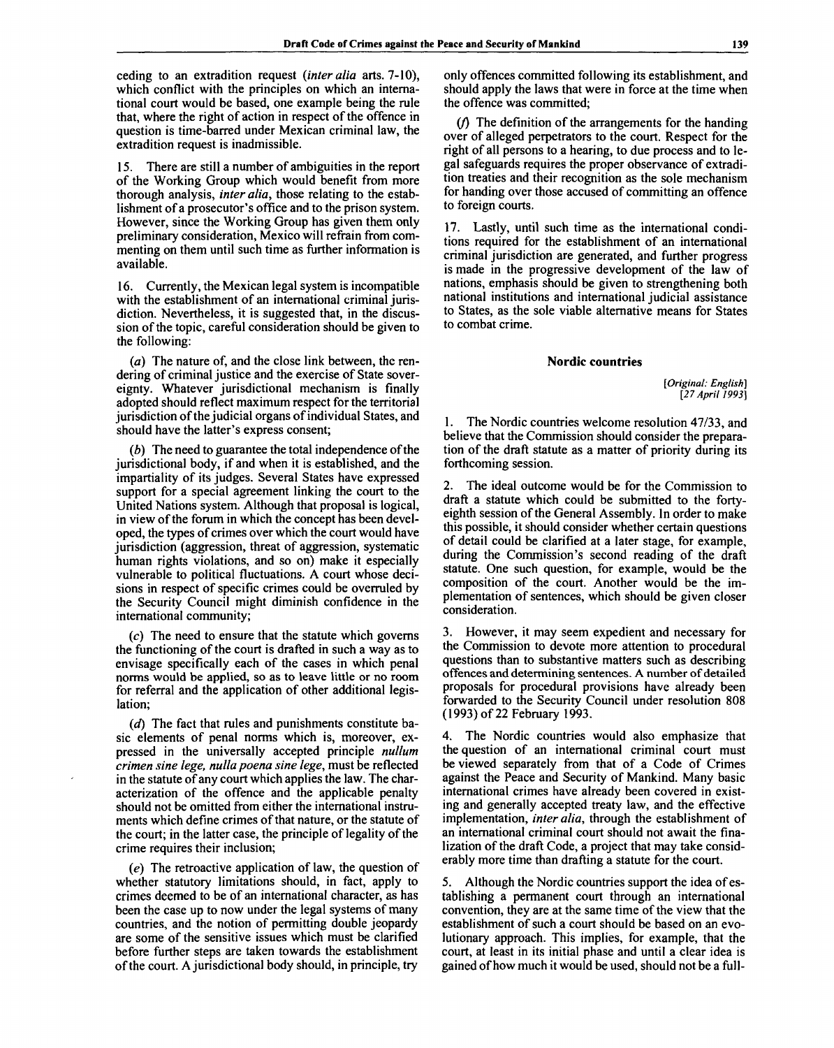ceding to an extradition request (*inter alia* arts. 7-10), which conflict with the principles on which an international court would be based, one example being the rule that, where the right of action in respect of the offence in question is time-barred under Mexican criminal law, the extradition request is inadmissible.

15. There are still a number of ambiguities in the report of the Working Group which would benefit from more thorough analysis, *inter alia*, those relating to the establishment of a prosecutor's office and to the prison system. However, since the Working Group has given them only preliminary consideration, Mexico will refrain from commenting on them until such time as further information is available.

16. Currently, the Mexican legal system is incompatible with the establishment of an international criminal jurisdiction. Nevertheless, it is suggested that, in the discussion of the topic, careful consideration should be given to the following:

(*a*) The nature of, and the close link between, the rendering of criminal justice and the exercise of State sovereignty. Whatever jurisdictional mechanism is finally adopted should reflect maximum respect for the territorial jurisdiction of the judicial organs of individual States, and should have the latter's express consent;

(*b*) The need to guarantee the total independence of the jurisdictional body, if and when it is established, and the impartiality of its judges. Several States have expressed support for a special agreement linking the court to the United Nations system. Although that proposal is logical, in view of the forum in which the concept has been developed, the types of crimes over which the court would have jurisdiction (aggression, threat of aggression, systematic human rights violations, and so on) make it especially vulnerable to political fluctuations. A court whose decisions in respect of specific crimes could be overruled by the Security Council might diminish confidence in the international community;

(*c*) The need to ensure that the statute which governs the functioning of the court is drafted in such a way as to envisage specifically each of the cases in which penal norms would be applied, so as to leave little or no room for referral and the application of other additional legislation;

(*d*) The fact that rules and punishments constitute basic elements of penal norms which is, moreover, expressed in the universally accepted principle *nullum crimen sine lege, nulla poena sine lege*, must be reflected in the statute of any court which applies the law. The characterization of the offence and the applicable penalty should not be omitted from either the international instruments which define crimes of that nature, or the statute of the court; in the latter case, the principle of legality of the crime requires their inclusion;

(*e*) The retroactive application of law, the question of whether statutory limitations should, in fact, apply to crimes deemed to be of an international character, as has been the case up to now under the legal systems of many countries, and the notion of permitting double jeopardy are some of the sensitive issues which must be clarified before further steps are taken towards the establishment of the court. A jurisdictional body should, in principle, try only offences committed following its establishment, and should apply the laws that were in force at the time when the offence was committed;

(*f*) The definition of the arrangements for the handing over of alleged perpetrators to the court. Respect for the right of all persons to a hearing, to due process and to legal safeguards requires the proper observance of extradition treaties and their recognition as the sole mechanism for handing over those accused of committing an offence to foreign courts.

17. Lastly, until such time as the international conditions required for the establishment of an international criminal jurisdiction are generated, and further progress is made in the progressive development of the law of nations, emphasis should be given to strengthening both national institutions and international judicial assistance to States, as the sole viable alternative means for States to combat crime.

## Nordic countries

[*Original: English*]
[*27 April 1993*]

1. The Nordic countries welcome resolution 47/33, and believe that the Commission should consider the preparation of the draft statute as a matter of priority during its forthcoming session.

2. The ideal outcome would be for the Commission to draft a statute which could be submitted to the forty-eighth session of the General Assembly. In order to make this possible, it should consider whether certain questions of detail could be clarified at a later stage, for example, during the Commission's second reading of the draft statute. One such question, for example, would be the composition of the court. Another would be the implementation of sentences, which should be given closer consideration.

3. However, it may seem expedient and necessary for the Commission to devote more attention to procedural questions than to substantive matters such as describing offences and determining sentences. A number of detailed proposals for procedural provisions have already been forwarded to the Security Council under resolution 808 (1993) of 22 February 1993.

4. The Nordic countries would also emphasize that the question of an international criminal court must be viewed separately from that of a Code of Crimes against the Peace and Security of Mankind. Many basic international crimes have already been covered in existing and generally accepted treaty law, and the effective implementation, *inter alia*, through the establishment of an international criminal court should not await the finalization of the draft Code, a project that may take considerably more time than drafting a statute for the court.

5. Although the Nordic countries support the idea of establishing a permanent court through an international convention, they are at the same time of the view that the establishment of such a court should be based on an evolutionary approach. This implies, for example, that the court, at least in its initial phase and until a clear idea is gained of how much it would be used, should not be a full-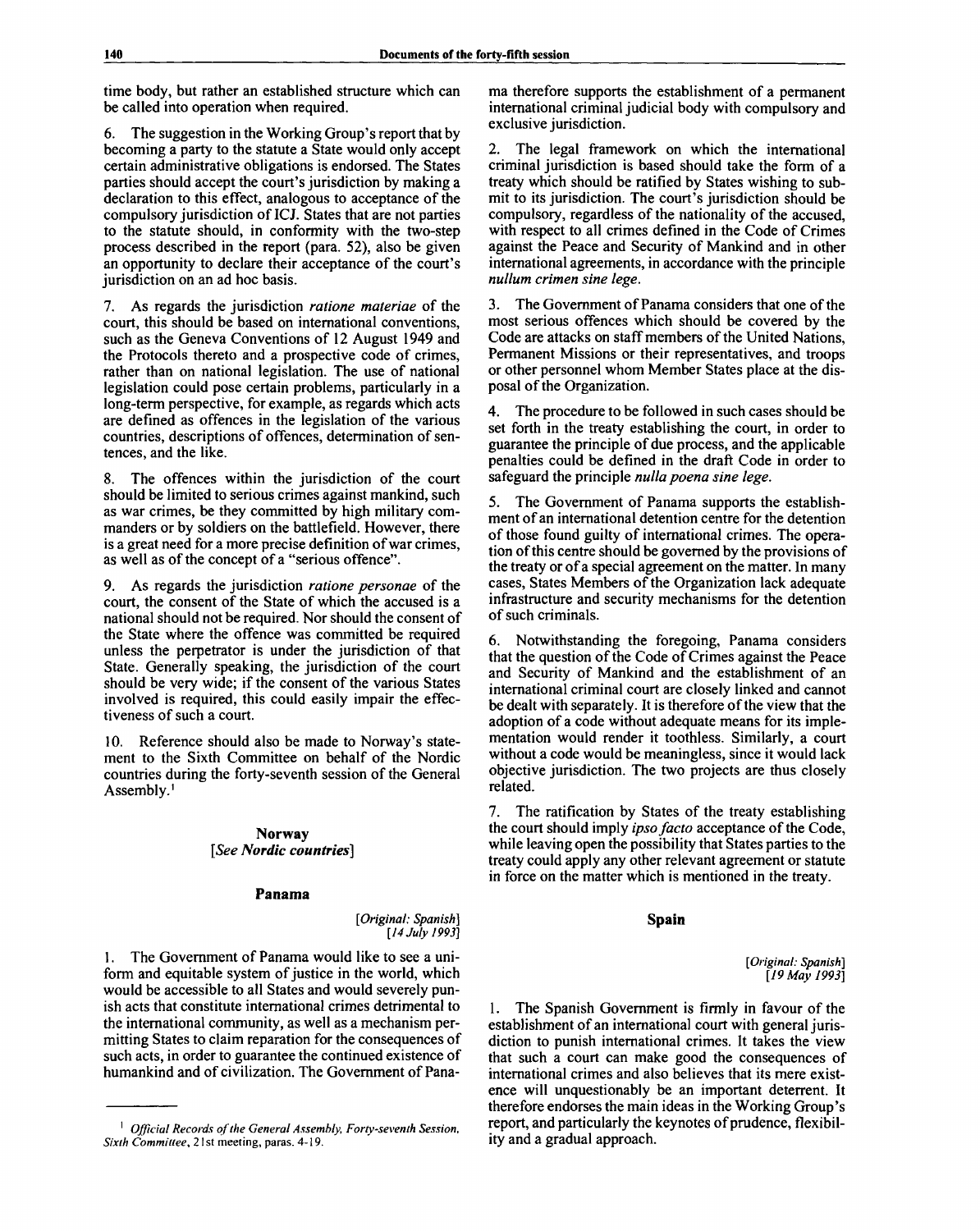time body, but rather an established structure which can be called into operation when required.

6. The suggestion in the Working Group's report that by becoming a party to the statute a State would only accept certain administrative obligations is endorsed. The States parties should accept the court's jurisdiction by making a declaration to this effect, analogous to acceptance of the compulsory jurisdiction of ICJ. States that are not parties to the statute should, in conformity with the two-step process described in the report (para. 52), also be given an opportunity to declare their acceptance of the court's jurisdiction on an ad hoc basis.

7. As regards the jurisdiction *ratione materiae* of the court, this should be based on international conventions, such as the Geneva Conventions of 12 August 1949 and the Protocols thereto and a prospective code of crimes, rather than on national legislation. The use of national legislation could pose certain problems, particularly in a long-term perspective, for example, as regards which acts are defined as offences in the legislation of the various countries, descriptions of offences, determination of sentences, and the like.

8. The offences within the jurisdiction of the court should be limited to serious crimes against mankind, such as war crimes, be they committed by high military commanders or by soldiers on the battlefield. However, there is a great need for a more precise definition of war crimes, as well as of the concept of a "serious offence".

9. As regards the jurisdiction *ratione personae* of the court, the consent of the State of which the accused is a national should not be required. Nor should the consent of the State where the offence was committed be required unless the perpetrator is under the jurisdiction of that State. Generally speaking, the jurisdiction of the court should be very wide; if the consent of the various States involved is required, this could easily impair the effectiveness of such a court.

10. Reference should also be made to Norway's statement to the Sixth Committee on behalf of the Nordic countries during the forty-seventh session of the General Assembly.[1]

### Norway

[*See Nordic countries*]

### Panama

[*Original: Spanish*]
[*14 July 1993*]

1. The Government of Panama would like to see a uniform and equitable system of justice in the world, which would be accessible to all States and would severely punish acts that constitute international crimes detrimental to the international community, as well as a mechanism permitting States to claim reparation for the consequences of such acts, in order to guarantee the continued existence of humankind and of civilization. The Government of Panama therefore supports the establishment of a permanent international criminal judicial body with compulsory and exclusive jurisdiction.

2. The legal framework on which the international criminal jurisdiction is based should take the form of a treaty which should be ratified by States wishing to submit to its jurisdiction. The court's jurisdiction should be compulsory, regardless of the nationality of the accused, with respect to all crimes defined in the Code of Crimes against the Peace and Security of Mankind and in other international agreements, in accordance with the principle *nullum crimen sine lege*.

3. The Government of Panama considers that one of the most serious offences which should be covered by the Code are attacks on staff members of the United Nations, Permanent Missions or their representatives, and troops or other personnel whom Member States place at the disposal of the Organization.

4. The procedure to be followed in such cases should be set forth in the treaty establishing the court, in order to guarantee the principle of due process, and the applicable penalties could be defined in the draft Code in order to safeguard the principle *nulla poena sine lege*.

5. The Government of Panama supports the establishment of an international detention centre for the detention of those found guilty of international crimes. The operation of this centre should be governed by the provisions of the treaty or of a special agreement on the matter. In many cases, States Members of the Organization lack adequate infrastructure and security mechanisms for the detention of such criminals.

6. Notwithstanding the foregoing, Panama considers that the question of the Code of Crimes against the Peace and Security of Mankind and the establishment of an international criminal court are closely linked and cannot be dealt with separately. It is therefore of the view that the adoption of a code without adequate means for its implementation would render it toothless. Similarly, a court without a code would be meaningless, since it would lack objective jurisdiction. The two projects are thus closely related.

7. The ratification by States of the treaty establishing the court should imply *ipso facto* acceptance of the Code, while leaving open the possibility that States parties to the treaty could apply any other relevant agreement or statute in force on the matter which is mentioned in the treaty.

### Spain

[*Original: Spanish*]
[*19 May 1993*]

1. The Spanish Government is firmly in favour of the establishment of an international court with general jurisdiction to punish international crimes. It takes the view that such a court can make good the consequences of international crimes and also believes that its mere existence will unquestionably be an important deterrent. It therefore endorses the main ideas in the Working Group's report, and particularly the keynotes of prudence, flexibility and a gradual approach.

---

[1] *Official Records of the General Assembly, Forty-seventh Session, Sixth Committee*, 21st meeting, paras. 4-19.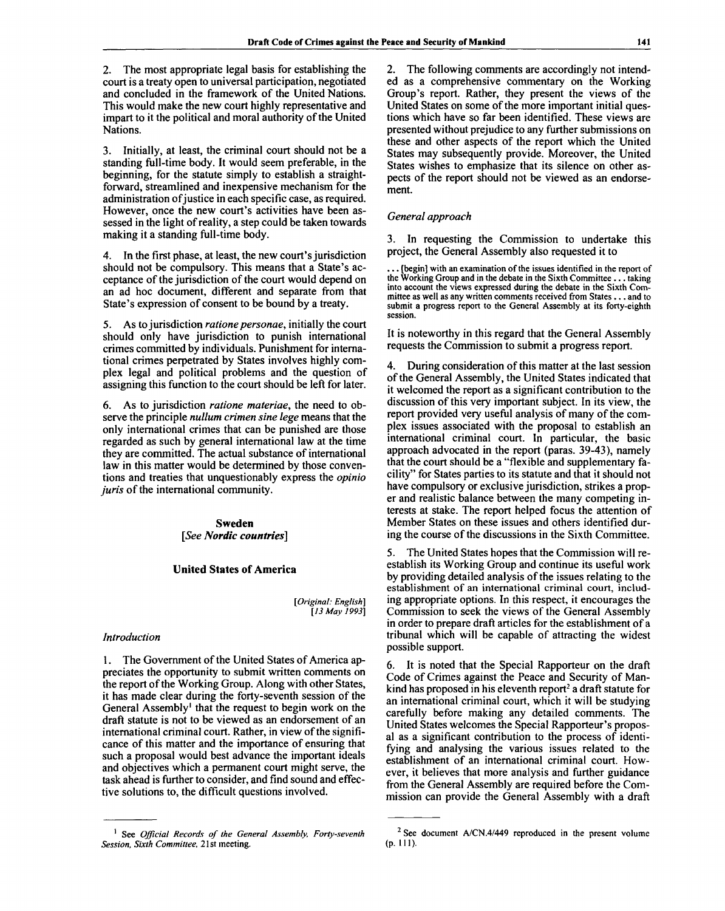2. The most appropriate legal basis for establishing the court is a treaty open to universal participation, negotiated and concluded in the framework of the United Nations. This would make the new court highly representative and impart to it the political and moral authority of the United Nations.

3. Initially, at least, the criminal court should not be a standing full-time body. It would seem preferable, in the beginning, for the statute simply to establish a straightforward, streamlined and inexpensive mechanism for the administration of justice in each specific case, as required. However, once the new court's activities have been assessed in the light of reality, a step could be taken towards making it a standing full-time body.

4. In the first phase, at least, the new court's jurisdiction should not be compulsory. This means that a State's acceptance of the jurisdiction of the court would depend on an ad hoc document, different and separate from that State's expression of consent to be bound by a treaty.

5. As to jurisdiction *ratione personae*, initially the court should only have jurisdiction to punish international crimes committed by individuals. Punishment for international crimes perpetrated by States involves highly complex legal and political problems and the question of assigning this function to the court should be left for later.

6. As to jurisdiction *ratione materiae*, the need to observe the principle *nullum crimen sine lege* means that the only international crimes that can be punished are those regarded as such by general international law at the time they are committed. The actual substance of international law in this matter would be determined by those conventions and treaties that unquestionably express the *opinio juris* of the international community.

## Sweden

*[See Nordic countries]*

## United States of America

*[Original: English]*
*[13 May 1993]*

### *Introduction*

1. The Government of the United States of America appreciates the opportunity to submit written comments on the report of the Working Group. Along with other States, it has made clear during the forty-seventh session of the General Assembly[1] that the request to begin work on the draft statute is not to be viewed as an endorsement of an international criminal court. Rather, in view of the significance of this matter and the importance of ensuring that such a proposal would best advance the important ideals and objectives which a permanent court might serve, the task ahead is further to consider, and find sound and effective solutions to, the difficult questions involved.

2. The following comments are accordingly not intended as a comprehensive commentary on the Working Group's report. Rather, they present the views of the United States on some of the more important initial questions which have so far been identified. These views are presented without prejudice to any further submissions on these and other aspects of the report which the United States may subsequently provide. Moreover, the United States wishes to emphasize that its silence on other aspects of the report should not be viewed as an endorsement.

### *General approach*

3. In requesting the Commission to undertake this project, the General Assembly also requested it to

> ... [begin] with an examination of the issues identified in the report of the Working Group and in the debate in the Sixth Committee ... taking into account the views expressed during the debate in the Sixth Committee as well as any written comments received from States ... and to submit a progress report to the General Assembly at its forty-eighth session.

It is noteworthy in this regard that the General Assembly requests the Commission to submit a progress report.

4. During consideration of this matter at the last session of the General Assembly, the United States indicated that it welcomed the report as a significant contribution to the discussion of this very important subject. In its view, the report provided very useful analysis of many of the complex issues associated with the proposal to establish an international criminal court. In particular, the basic approach advocated in the report (paras. 39-43), namely that the court should be a "flexible and supplementary facility" for States parties to its statute and that it should not have compulsory or exclusive jurisdiction, strikes a proper and realistic balance between the many competing interests at stake. The report helped focus the attention of Member States on these issues and others identified during the course of the discussions in the Sixth Committee.

5. The United States hopes that the Commission will re-establish its Working Group and continue its useful work by providing detailed analysis of the issues relating to the establishment of an international criminal court, including appropriate options. In this respect, it encourages the Commission to seek the views of the General Assembly in order to prepare draft articles for the establishment of a tribunal which will be capable of attracting the widest possible support.

6. It is noted that the Special Rapporteur on the draft Code of Crimes against the Peace and Security of Mankind has proposed in his eleventh report[2] a draft statute for an international criminal court, which it will be studying carefully before making any detailed comments. The United States welcomes the Special Rapporteur's proposal as a significant contribution to the process of identifying and analysing the various issues related to the establishment of an international criminal court. However, it believes that more analysis and further guidance from the General Assembly are required before the Commission can provide the General Assembly with a draft

---

[1] See *Official Records of the General Assembly, Forty-seventh Session, Sixth Committee*, 21st meeting.

[2] See document A/CN.4/449 reproduced in the present volume (p. 111).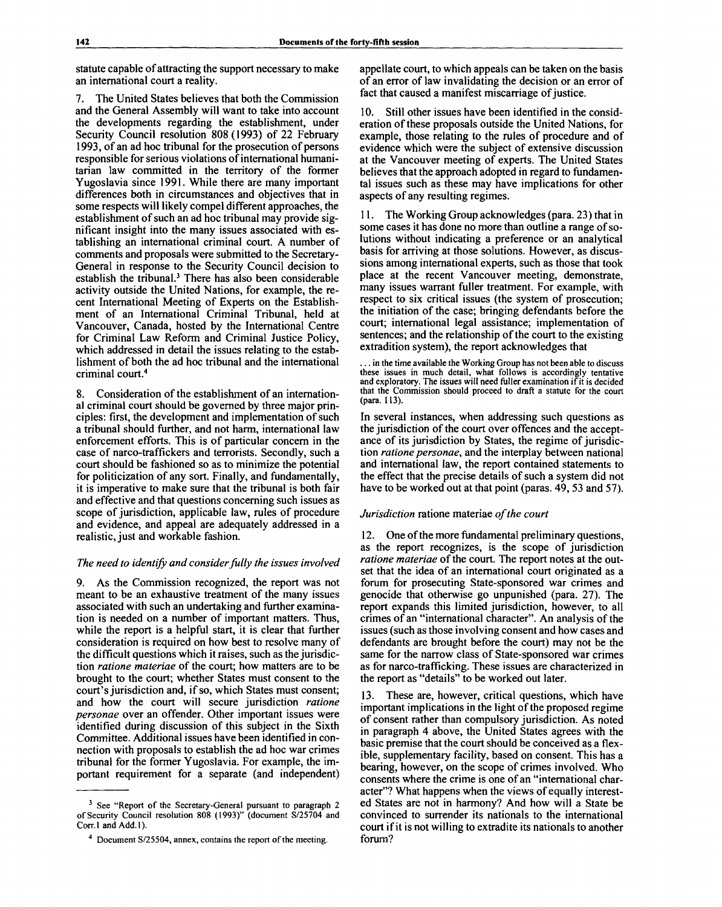statute capable of attracting the support necessary to make an international court a reality.

7. The United States believes that both the Commission and the General Assembly will want to take into account the developments regarding the establishment, under Security Council resolution 808 (1993) of 22 February 1993, of an ad hoc tribunal for the prosecution of persons responsible for serious violations of international humanitarian law committed in the territory of the former Yugoslavia since 1991. While there are many important differences both in circumstances and objectives that in some respects will likely compel different approaches, the establishment of such an ad hoc tribunal may provide significant insight into the many issues associated with establishing an international criminal court. A number of comments and proposals were submitted to the Secretary-General in response to the Security Council decision to establish the tribunal.[3] There has also been considerable activity outside the United Nations, for example, the recent International Meeting of Experts on the Establishment of an International Criminal Tribunal, held at Vancouver, Canada, hosted by the International Centre for Criminal Law Reform and Criminal Justice Policy, which addressed in detail the issues relating to the establishment of both the ad hoc tribunal and the international criminal court.[4]

8. Consideration of the establishment of an international criminal court should be governed by three major principles: first, the development and implementation of such a tribunal should further, and not harm, international law enforcement efforts. This is of particular concern in the case of narco-traffickers and terrorists. Secondly, such a court should be fashioned so as to minimize the potential for politicization of any sort. Finally, and fundamentally, it is imperative to make sure that the tribunal is both fair and effective and that questions concerning such issues as scope of jurisdiction, applicable law, rules of procedure and evidence, and appeal are adequately addressed in a realistic, just and workable fashion.

*The need to identify and consider fully the issues involved*

9. As the Commission recognized, the report was not meant to be an exhaustive treatment of the many issues associated with such an undertaking and further examination is needed on a number of important matters. Thus, while the report is a helpful start, it is clear that further consideration is required on how best to resolve many of the difficult questions which it raises, such as the jurisdiction *ratione materiae* of the court; how matters are to be brought to the court; whether States must consent to the court's jurisdiction and, if so, which States must consent; and how the court will secure jurisdiction *ratione personae* over an offender. Other important issues were identified during discussion of this subject in the Sixth Committee. Additional issues have been identified in connection with proposals to establish the ad hoc war crimes tribunal for the former Yugoslavia. For example, the important requirement for a separate (and independent) appellate court, to which appeals can be taken on the basis of an error of law invalidating the decision or an error of fact that caused a manifest miscarriage of justice.

10. Still other issues have been identified in the consideration of these proposals outside the United Nations, for example, those relating to the rules of procedure and of evidence which were the subject of extensive discussion at the Vancouver meeting of experts. The United States believes that the approach adopted in regard to fundamental issues such as these may have implications for other aspects of any resulting regimes.

11. The Working Group acknowledges (para. 23) that in some cases it has done no more than outline a range of solutions without indicating a preference or an analytical basis for arriving at those solutions. However, as discussions among international experts, such as those that took place at the recent Vancouver meeting, demonstrate, many issues warrant fuller treatment. For example, with respect to six critical issues (the system of prosecution; the initiation of the case; bringing defendants before the court; international legal assistance; implementation of sentences; and the relationship of the court to the existing extradition system), the report acknowledges that

> ... in the time available the Working Group has not been able to discuss these issues in much detail, what follows is accordingly tentative and exploratory. The issues will need fuller examination if it is decided that the Commission should proceed to draft a statute for the court (para. 113).

In several instances, when addressing such questions as the jurisdiction of the court over offences and the acceptance of its jurisdiction by States, the regime of jurisdiction *ratione personae*, and the interplay between national and international law, the report contained statements to the effect that the precise details of such a system did not have to be worked out at that point (paras. 49, 53 and 57).

*Jurisdiction* ratione materiae *of the court*

12. One of the more fundamental preliminary questions, as the report recognizes, is the scope of jurisdiction *ratione materiae* of the court. The report notes at the outset that the idea of an international court originated as a forum for prosecuting State-sponsored war crimes and genocide that otherwise go unpunished (para. 27). The report expands this limited jurisdiction, however, to all crimes of an "international character". An analysis of the issues (such as those involving consent and how cases and defendants are brought before the court) may not be the same for the narrow class of State-sponsored war crimes as for narco-trafficking. These issues are characterized in the report as "details" to be worked out later.

13. These are, however, critical questions, which have important implications in the light of the proposed regime of consent rather than compulsory jurisdiction. As noted in paragraph 4 above, the United States agrees with the basic premise that the court should be conceived as a flexible, supplementary facility, based on consent. This has a bearing, however, on the scope of crimes involved. Who consents where the crime is one of an "international character"? What happens when the views of equally interested States are not in harmony? And how will a State be convinced to surrender its nationals to the international court if it is not willing to extradite its nationals to another forum?

---

[3] See "Report of the Secretary-General pursuant to paragraph 2 of Security Council resolution 808 (1993)" (document S/25704 and Corr.1 and Add.1).

[4] Document S/25504, annex, contains the report of the meeting.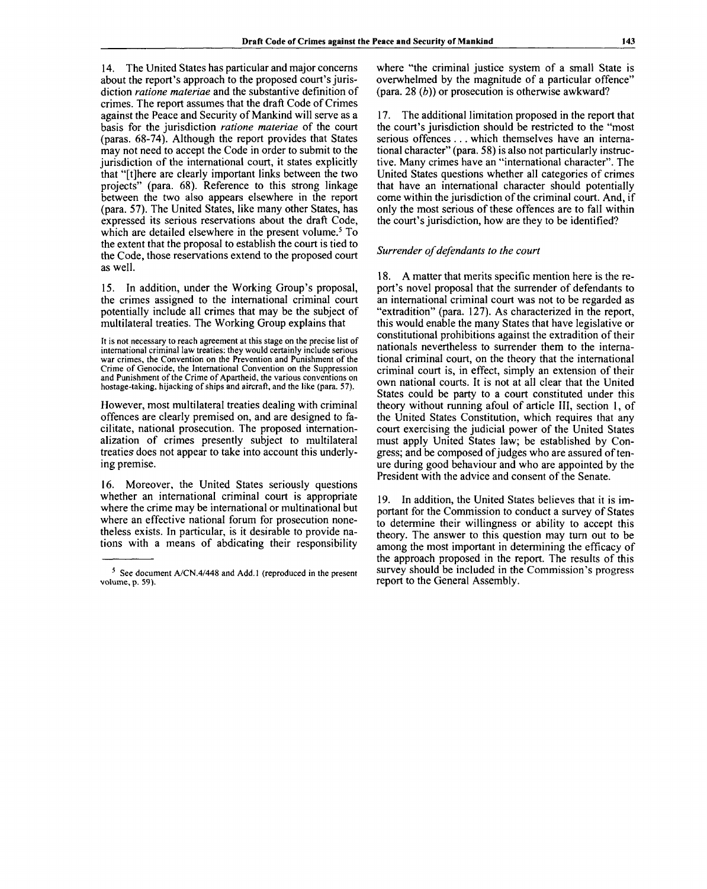14. The United States has particular and major concerns about the report's approach to the proposed court's jurisdiction *ratione materiae* and the substantive definition of crimes. The report assumes that the draft Code of Crimes against the Peace and Security of Mankind will serve as a basis for the jurisdiction *ratione materiae* of the court (paras. 68-74). Although the report provides that States may not need to accept the Code in order to submit to the jurisdiction of the international court, it states explicitly that "[t]here are clearly important links between the two projects" (para. 68). Reference to this strong linkage between the two also appears elsewhere in the report (para. 57). The United States, like many other States, has expressed its serious reservations about the draft Code, which are detailed elsewhere in the present volume.[5] To the extent that the proposal to establish the court is tied to the Code, those reservations extend to the proposed court as well.

15. In addition, under the Working Group's proposal, the crimes assigned to the international criminal court potentially include all crimes that may be the subject of multilateral treaties. The Working Group explains that

> It is not necessary to reach agreement at this stage on the precise list of international criminal law treaties: they would certainly include serious war crimes, the Convention on the Prevention and Punishment of the Crime of Genocide, the International Convention on the Suppression and Punishment of the Crime of Apartheid, the various conventions on hostage-taking, hijacking of ships and aircraft, and the like (para. 57).

However, most multilateral treaties dealing with criminal offences are clearly premised on, and are designed to facilitate, national prosecution. The proposed internationalization of crimes presently subject to multilateral treaties does not appear to take into account this underlying premise.

16. Moreover, the United States seriously questions whether an international criminal court is appropriate where the crime may be international or multinational but where an effective national forum for prosecution nonetheless exists. In particular, is it desirable to provide nations with a means of abdicating their responsibility where "the criminal justice system of a small State is overwhelmed by the magnitude of a particular offence" (para. 28 (*b*)) or prosecution is otherwise awkward?

17. The additional limitation proposed in the report that the court's jurisdiction should be restricted to the "most serious offences . . . which themselves have an international character" (para. 58) is also not particularly instructive. Many crimes have an "international character". The United States questions whether all categories of crimes that have an international character should potentially come within the jurisdiction of the criminal court. And, if only the most serious of these offences are to fall within the court's jurisdiction, how are they to be identified?

### *Surrender of defendants to the court*

18. A matter that merits specific mention here is the report's novel proposal that the surrender of defendants to an international criminal court was not to be regarded as "extradition" (para. 127). As characterized in the report, this would enable the many States that have legislative or constitutional prohibitions against the extradition of their nationals nevertheless to surrender them to the international criminal court, on the theory that the international criminal court is, in effect, simply an extension of their own national courts. It is not at all clear that the United States could be party to a court constituted under this theory without running afoul of article III, section 1, of the United States Constitution, which requires that any court exercising the judicial power of the United States must apply United States law; be established by Congress; and be composed of judges who are assured of tenure during good behaviour and who are appointed by the President with the advice and consent of the Senate.

19. In addition, the United States believes that it is important for the Commission to conduct a survey of States to determine their willingness or ability to accept this theory. The answer to this question may turn out to be among the most important in determining the efficacy of the approach proposed in the report. The results of this survey should be included in the Commission's progress report to the General Assembly.

---

[5] See document A/CN.4/448 and Add.1 (reproduced in the present volume, p. 59).